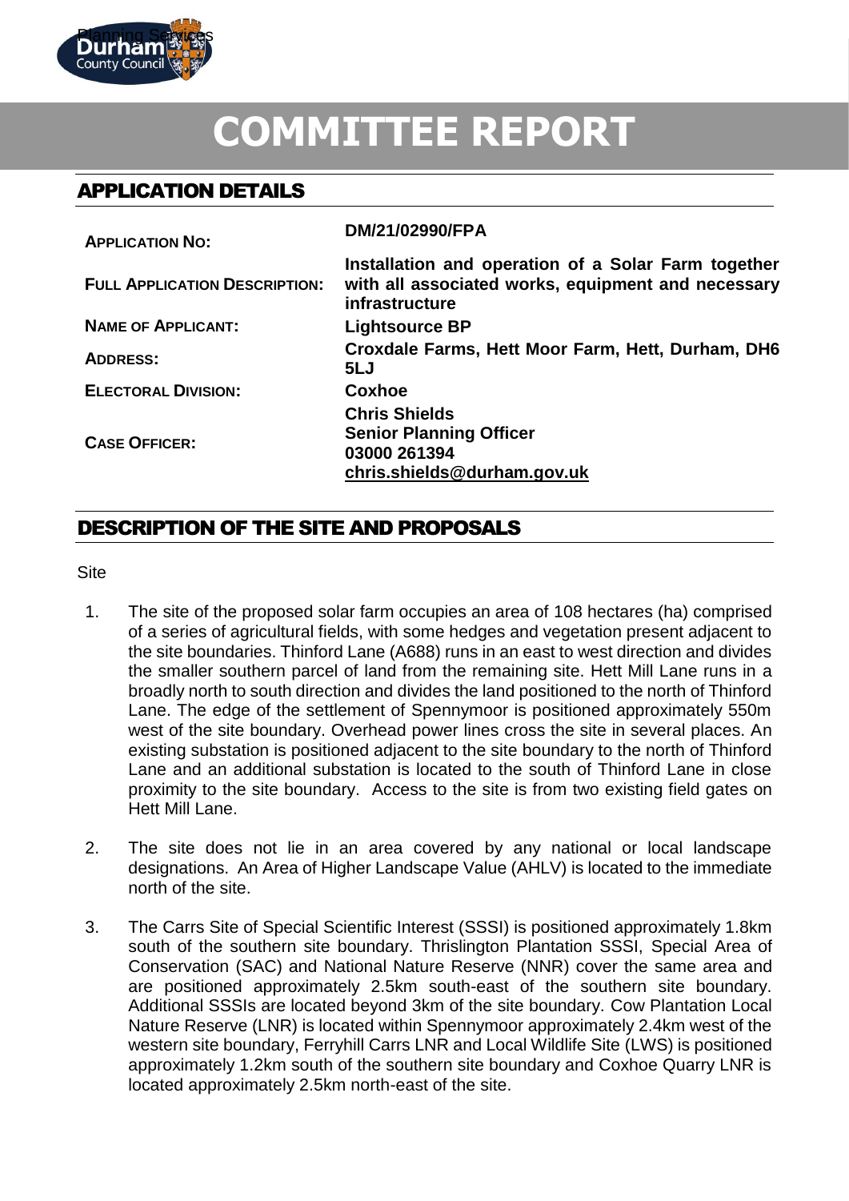# COMMITTEE REPORT

## APPLICATION DETAILS

| | |
|---|---|
| **APPLICATION NO:** | **DM/21/02990/FPA** |
| **FULL APPLICATION DESCRIPTION:** | **Installation and operation of a Solar Farm together with all associated works, equipment and necessary infrastructure** |
| **NAME OF APPLICANT:** | **Lightsource BP** |
| **ADDRESS:** | **Croxdale Farms, Hett Moor Farm, Hett, Durham, DH6 5LJ** |
| **ELECTORAL DIVISION:** | **Coxhoe** |
| **CASE OFFICER:** | **Chris Shields**<br>**Senior Planning Officer**<br>**03000 261394**<br>**chris.shields@durham.gov.uk** |

## DESCRIPTION OF THE SITE AND PROPOSALS

Site

1. The site of the proposed solar farm occupies an area of 108 hectares (ha) comprised of a series of agricultural fields, with some hedges and vegetation present adjacent to the site boundaries. Thinford Lane (A688) runs in an east to west direction and divides the smaller southern parcel of land from the remaining site. Hett Mill Lane runs in a broadly north to south direction and divides the land positioned to the north of Thinford Lane. The edge of the settlement of Spennymoor is positioned approximately 550m west of the site boundary. Overhead power lines cross the site in several places. An existing substation is positioned adjacent to the site boundary to the north of Thinford Lane and an additional substation is located to the south of Thinford Lane in close proximity to the site boundary. Access to the site is from two existing field gates on Hett Mill Lane.

2. The site does not lie in an area covered by any national or local landscape designations. An Area of Higher Landscape Value (AHLV) is located to the immediate north of the site.

3. The Carrs Site of Special Scientific Interest (SSSI) is positioned approximately 1.8km south of the southern site boundary. Thrislington Plantation SSSI, Special Area of Conservation (SAC) and National Nature Reserve (NNR) cover the same area and are positioned approximately 2.5km south-east of the southern site boundary. Additional SSSIs are located beyond 3km of the site boundary. Cow Plantation Local Nature Reserve (LNR) is located within Spennymoor approximately 2.4km west of the western site boundary, Ferryhill Carrs LNR and Local Wildlife Site (LWS) is positioned approximately 1.2km south of the southern site boundary and Coxhoe Quarry LNR is located approximately 2.5km north-east of the site.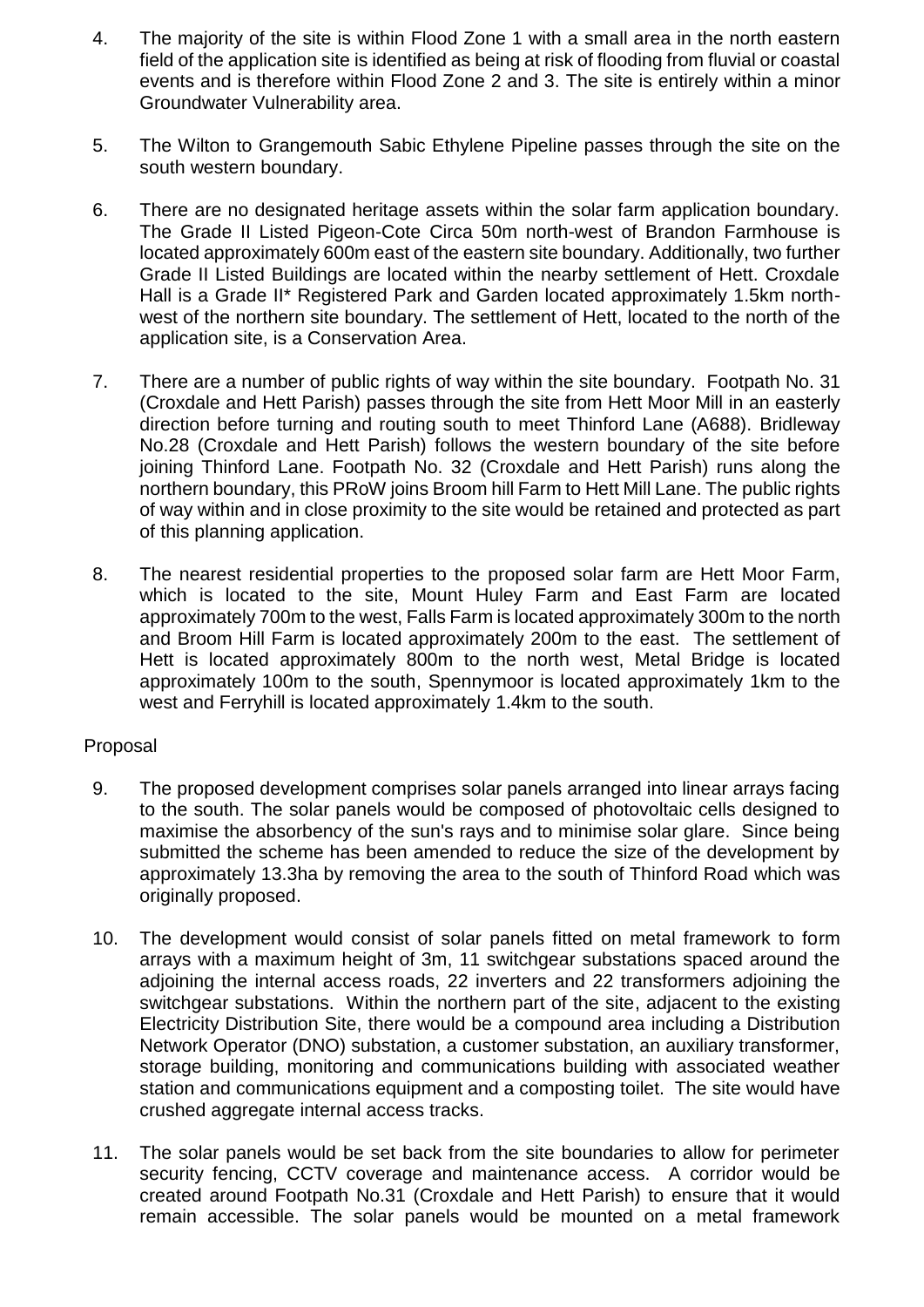4. The majority of the site is within Flood Zone 1 with a small area in the north eastern field of the application site is identified as being at risk of flooding from fluvial or coastal events and is therefore within Flood Zone 2 and 3. The site is entirely within a minor Groundwater Vulnerability area.

5. The Wilton to Grangemouth Sabic Ethylene Pipeline passes through the site on the south western boundary.

6. There are no designated heritage assets within the solar farm application boundary. The Grade II Listed Pigeon-Cote Circa 50m north-west of Brandon Farmhouse is located approximately 600m east of the eastern site boundary. Additionally, two further Grade II Listed Buildings are located within the nearby settlement of Hett. Croxdale Hall is a Grade II* Registered Park and Garden located approximately 1.5km north-west of the northern site boundary. The settlement of Hett, located to the north of the application site, is a Conservation Area.

7. There are a number of public rights of way within the site boundary. Footpath No. 31 (Croxdale and Hett Parish) passes through the site from Hett Moor Mill in an easterly direction before turning and routing south to meet Thinford Lane (A688). Bridleway No.28 (Croxdale and Hett Parish) follows the western boundary of the site before joining Thinford Lane. Footpath No. 32 (Croxdale and Hett Parish) runs along the northern boundary, this PRoW joins Broom hill Farm to Hett Mill Lane. The public rights of way within and in close proximity to the site would be retained and protected as part of this planning application.

8. The nearest residential properties to the proposed solar farm are Hett Moor Farm, which is located to the site, Mount Huley Farm and East Farm are located approximately 700m to the west, Falls Farm is located approximately 300m to the north and Broom Hill Farm is located approximately 200m to the east. The settlement of Hett is located approximately 800m to the north west, Metal Bridge is located approximately 100m to the south, Spennymoor is located approximately 1km to the west and Ferryhill is located approximately 1.4km to the south.

## Proposal

9. The proposed development comprises solar panels arranged into linear arrays facing to the south. The solar panels would be composed of photovoltaic cells designed to maximise the absorbency of the sun's rays and to minimise solar glare. Since being submitted the scheme has been amended to reduce the size of the development by approximately 13.3ha by removing the area to the south of Thinford Road which was originally proposed.

10. The development would consist of solar panels fitted on metal framework to form arrays with a maximum height of 3m, 11 switchgear substations spaced around the adjoining the internal access roads, 22 inverters and 22 transformers adjoining the switchgear substations. Within the northern part of the site, adjacent to the existing Electricity Distribution Site, there would be a compound area including a Distribution Network Operator (DNO) substation, a customer substation, an auxiliary transformer, storage building, monitoring and communications building with associated weather station and communications equipment and a composting toilet. The site would have crushed aggregate internal access tracks.

11. The solar panels would be set back from the site boundaries to allow for perimeter security fencing, CCTV coverage and maintenance access. A corridor would be created around Footpath No.31 (Croxdale and Hett Parish) to ensure that it would remain accessible. The solar panels would be mounted on a metal framework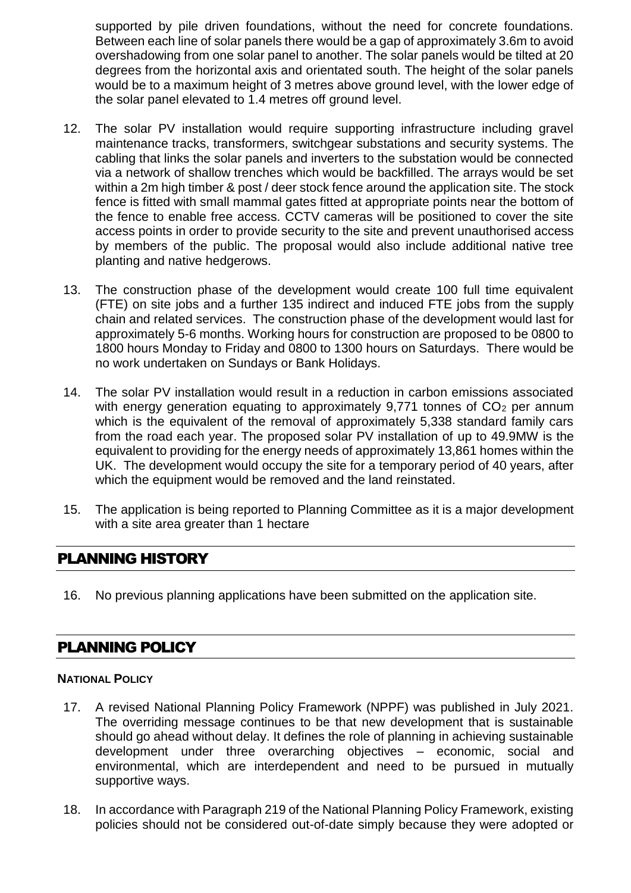supported by pile driven foundations, without the need for concrete foundations. Between each line of solar panels there would be a gap of approximately 3.6m to avoid overshadowing from one solar panel to another. The solar panels would be tilted at 20 degrees from the horizontal axis and orientated south. The height of the solar panels would be to a maximum height of 3 metres above ground level, with the lower edge of the solar panel elevated to 1.4 metres off ground level.

12. The solar PV installation would require supporting infrastructure including gravel maintenance tracks, transformers, switchgear substations and security systems. The cabling that links the solar panels and inverters to the substation would be connected via a network of shallow trenches which would be backfilled. The arrays would be set within a 2m high timber & post / deer stock fence around the application site. The stock fence is fitted with small mammal gates fitted at appropriate points near the bottom of the fence to enable free access. CCTV cameras will be positioned to cover the site access points in order to provide security to the site and prevent unauthorised access by members of the public. The proposal would also include additional native tree planting and native hedgerows.

13. The construction phase of the development would create 100 full time equivalent (FTE) on site jobs and a further 135 indirect and induced FTE jobs from the supply chain and related services. The construction phase of the development would last for approximately 5-6 months. Working hours for construction are proposed to be 0800 to 1800 hours Monday to Friday and 0800 to 1300 hours on Saturdays. There would be no work undertaken on Sundays or Bank Holidays.

14. The solar PV installation would result in a reduction in carbon emissions associated with energy generation equating to approximately 9,771 tonnes of $CO_2$ per annum which is the equivalent of the removal of approximately 5,338 standard family cars from the road each year. The proposed solar PV installation of up to 49.9MW is the equivalent to providing for the energy needs of approximately 13,861 homes within the UK. The development would occupy the site for a temporary period of 40 years, after which the equipment would be removed and the land reinstated.

15. The application is being reported to Planning Committee as it is a major development with a site area greater than 1 hectare

## PLANNING HISTORY

16. No previous planning applications have been submitted on the application site.

## PLANNING POLICY

**NATIONAL POLICY**

17. A revised National Planning Policy Framework (NPPF) was published in July 2021. The overriding message continues to be that new development that is sustainable should go ahead without delay. It defines the role of planning in achieving sustainable development under three overarching objectives – economic, social and environmental, which are interdependent and need to be pursued in mutually supportive ways.

18. In accordance with Paragraph 219 of the National Planning Policy Framework, existing policies should not be considered out-of-date simply because they were adopted or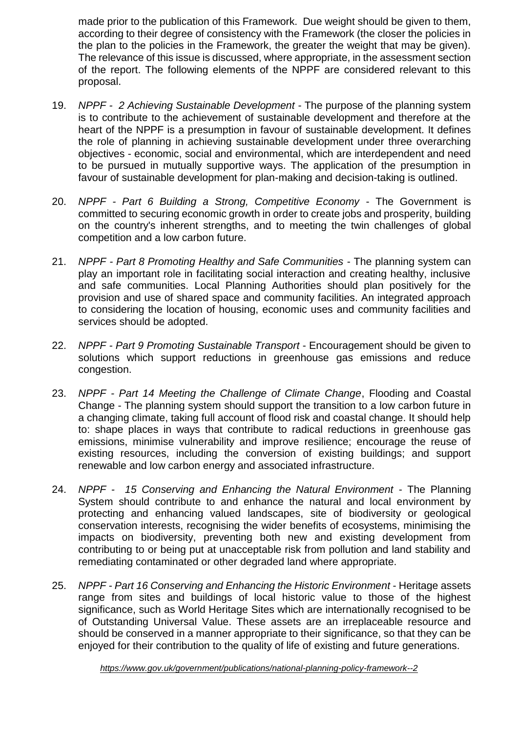made prior to the publication of this Framework. Due weight should be given to them, according to their degree of consistency with the Framework (the closer the policies in the plan to the policies in the Framework, the greater the weight that may be given). The relevance of this issue is discussed, where appropriate, in the assessment section of the report. The following elements of the NPPF are considered relevant to this proposal.

19. *NPPF - 2 Achieving Sustainable Development* - The purpose of the planning system is to contribute to the achievement of sustainable development and therefore at the heart of the NPPF is a presumption in favour of sustainable development. It defines the role of planning in achieving sustainable development under three overarching objectives - economic, social and environmental, which are interdependent and need to be pursued in mutually supportive ways. The application of the presumption in favour of sustainable development for plan-making and decision-taking is outlined.

20. *NPPF - Part 6 Building a Strong, Competitive Economy* - The Government is committed to securing economic growth in order to create jobs and prosperity, building on the country's inherent strengths, and to meeting the twin challenges of global competition and a low carbon future.

21. *NPPF - Part 8 Promoting Healthy and Safe Communities* - The planning system can play an important role in facilitating social interaction and creating healthy, inclusive and safe communities. Local Planning Authorities should plan positively for the provision and use of shared space and community facilities. An integrated approach to considering the location of housing, economic uses and community facilities and services should be adopted.

22. *NPPF - Part 9 Promoting Sustainable Transport* - Encouragement should be given to solutions which support reductions in greenhouse gas emissions and reduce congestion.

23. *NPPF - Part 14 Meeting the Challenge of Climate Change*, Flooding and Coastal Change - The planning system should support the transition to a low carbon future in a changing climate, taking full account of flood risk and coastal change. It should help to: shape places in ways that contribute to radical reductions in greenhouse gas emissions, minimise vulnerability and improve resilience; encourage the reuse of existing resources, including the conversion of existing buildings; and support renewable and low carbon energy and associated infrastructure.

24. *NPPF - 15 Conserving and Enhancing the Natural Environment* - The Planning System should contribute to and enhance the natural and local environment by protecting and enhancing valued landscapes, site of biodiversity or geological conservation interests, recognising the wider benefits of ecosystems, minimising the impacts on biodiversity, preventing both new and existing development from contributing to or being put at unacceptable risk from pollution and land stability and remediating contaminated or other degraded land where appropriate.

25. *NPPF - Part 16 Conserving and Enhancing the Historic Environment* - Heritage assets range from sites and buildings of local historic value to those of the highest significance, such as World Heritage Sites which are internationally recognised to be of Outstanding Universal Value. These assets are an irreplaceable resource and should be conserved in a manner appropriate to their significance, so that they can be enjoyed for their contribution to the quality of life of existing and future generations.

*https://www.gov.uk/government/publications/national-planning-policy-framework--2*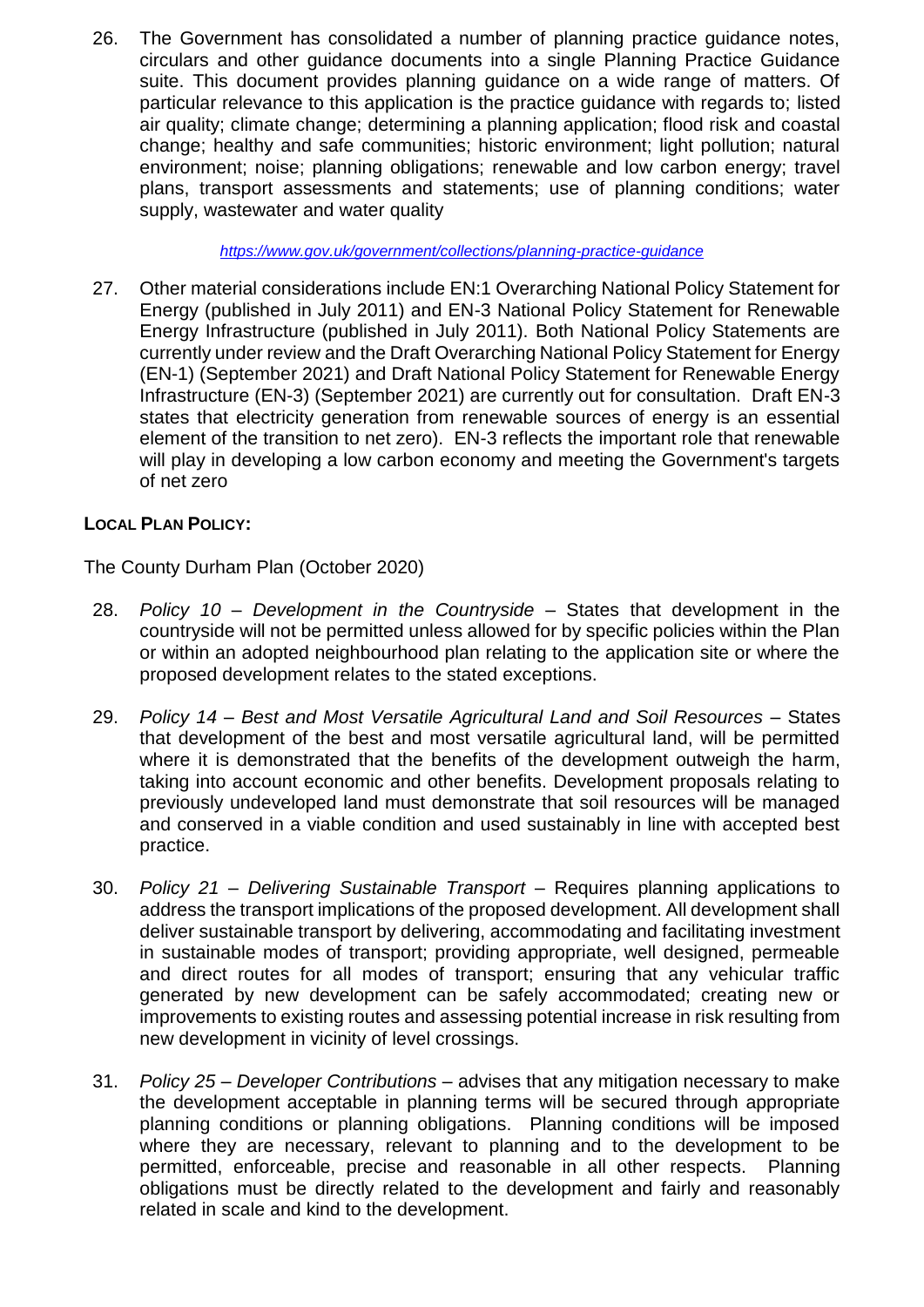26. The Government has consolidated a number of planning practice guidance notes, circulars and other guidance documents into a single Planning Practice Guidance suite. This document provides planning guidance on a wide range of matters. Of particular relevance to this application is the practice guidance with regards to; listed air quality; climate change; determining a planning application; flood risk and coastal change; healthy and safe communities; historic environment; light pollution; natural environment; noise; planning obligations; renewable and low carbon energy; travel plans, transport assessments and statements; use of planning conditions; water supply, wastewater and water quality

*https://www.gov.uk/government/collections/planning-practice-guidance*

27. Other material considerations include EN:1 Overarching National Policy Statement for Energy (published in July 2011) and EN-3 National Policy Statement for Renewable Energy Infrastructure (published in July 2011). Both National Policy Statements are currently under review and the Draft Overarching National Policy Statement for Energy (EN-1) (September 2021) and Draft National Policy Statement for Renewable Energy Infrastructure (EN-3) (September 2021) are currently out for consultation. Draft EN-3 states that electricity generation from renewable sources of energy is an essential element of the transition to net zero). EN-3 reflects the important role that renewable will play in developing a low carbon economy and meeting the Government's targets of net zero

**LOCAL PLAN POLICY:**

The County Durham Plan (October 2020)

28. *Policy 10 – Development in the Countryside* – States that development in the countryside will not be permitted unless allowed for by specific policies within the Plan or within an adopted neighbourhood plan relating to the application site or where the proposed development relates to the stated exceptions.

29. *Policy 14 – Best and Most Versatile Agricultural Land and Soil Resources* – States that development of the best and most versatile agricultural land, will be permitted where it is demonstrated that the benefits of the development outweigh the harm, taking into account economic and other benefits. Development proposals relating to previously undeveloped land must demonstrate that soil resources will be managed and conserved in a viable condition and used sustainably in line with accepted best practice.

30. *Policy 21 – Delivering Sustainable Transport* – Requires planning applications to address the transport implications of the proposed development. All development shall deliver sustainable transport by delivering, accommodating and facilitating investment in sustainable modes of transport; providing appropriate, well designed, permeable and direct routes for all modes of transport; ensuring that any vehicular traffic generated by new development can be safely accommodated; creating new or improvements to existing routes and assessing potential increase in risk resulting from new development in vicinity of level crossings.

31. *Policy 25 – Developer Contributions* – advises that any mitigation necessary to make the development acceptable in planning terms will be secured through appropriate planning conditions or planning obligations. Planning conditions will be imposed where they are necessary, relevant to planning and to the development to be permitted, enforceable, precise and reasonable in all other respects. Planning obligations must be directly related to the development and fairly and reasonably related in scale and kind to the development.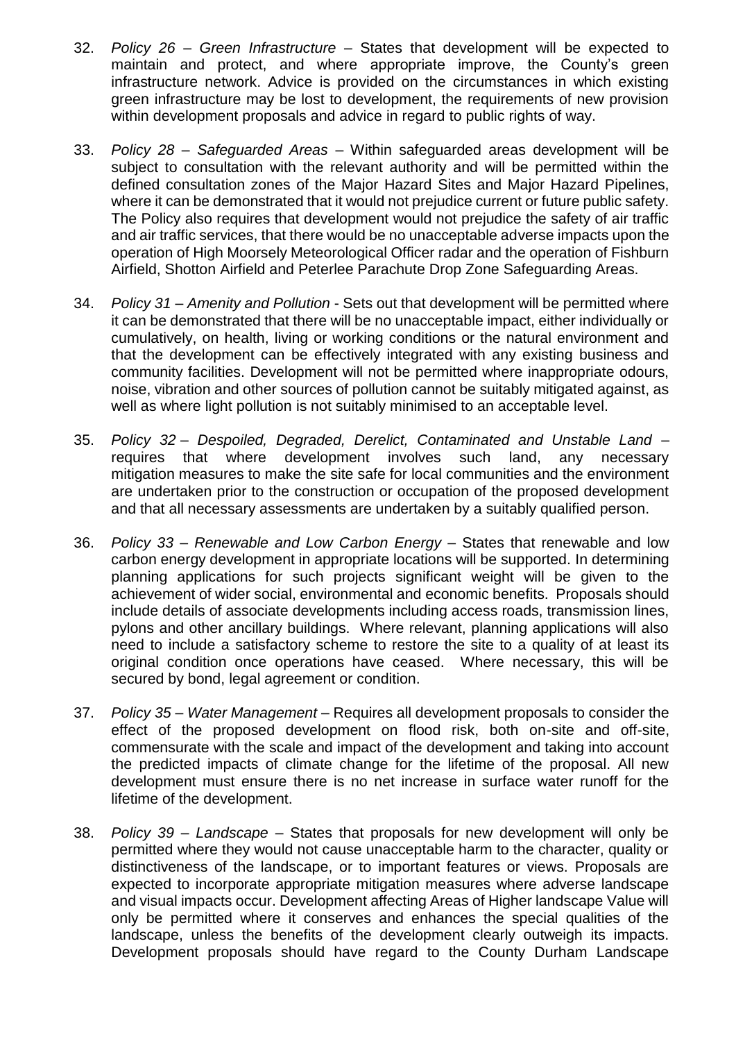32. *Policy 26 – Green Infrastructure* – States that development will be expected to maintain and protect, and where appropriate improve, the County's green infrastructure network. Advice is provided on the circumstances in which existing green infrastructure may be lost to development, the requirements of new provision within development proposals and advice in regard to public rights of way.

33. *Policy 28 – Safeguarded Areas* – Within safeguarded areas development will be subject to consultation with the relevant authority and will be permitted within the defined consultation zones of the Major Hazard Sites and Major Hazard Pipelines, where it can be demonstrated that it would not prejudice current or future public safety. The Policy also requires that development would not prejudice the safety of air traffic and air traffic services, that there would be no unacceptable adverse impacts upon the operation of High Moorsely Meteorological Officer radar and the operation of Fishburn Airfield, Shotton Airfield and Peterlee Parachute Drop Zone Safeguarding Areas.

34. *Policy 31 – Amenity and Pollution* - Sets out that development will be permitted where it can be demonstrated that there will be no unacceptable impact, either individually or cumulatively, on health, living or working conditions or the natural environment and that the development can be effectively integrated with any existing business and community facilities. Development will not be permitted where inappropriate odours, noise, vibration and other sources of pollution cannot be suitably mitigated against, as well as where light pollution is not suitably minimised to an acceptable level.

35. *Policy 32 – Despoiled, Degraded, Derelict, Contaminated and Unstable Land* – requires that where development involves such land, any necessary mitigation measures to make the site safe for local communities and the environment are undertaken prior to the construction or occupation of the proposed development and that all necessary assessments are undertaken by a suitably qualified person.

36. *Policy 33 – Renewable and Low Carbon Energy* – States that renewable and low carbon energy development in appropriate locations will be supported. In determining planning applications for such projects significant weight will be given to the achievement of wider social, environmental and economic benefits. Proposals should include details of associate developments including access roads, transmission lines, pylons and other ancillary buildings. Where relevant, planning applications will also need to include a satisfactory scheme to restore the site to a quality of at least its original condition once operations have ceased. Where necessary, this will be secured by bond, legal agreement or condition.

37. *Policy 35 – Water Management* – Requires all development proposals to consider the effect of the proposed development on flood risk, both on-site and off-site, commensurate with the scale and impact of the development and taking into account the predicted impacts of climate change for the lifetime of the proposal. All new development must ensure there is no net increase in surface water runoff for the lifetime of the development.

38. *Policy 39 – Landscape* – States that proposals for new development will only be permitted where they would not cause unacceptable harm to the character, quality or distinctiveness of the landscape, or to important features or views. Proposals are expected to incorporate appropriate mitigation measures where adverse landscape and visual impacts occur. Development affecting Areas of Higher landscape Value will only be permitted where it conserves and enhances the special qualities of the landscape, unless the benefits of the development clearly outweigh its impacts. Development proposals should have regard to the County Durham Landscape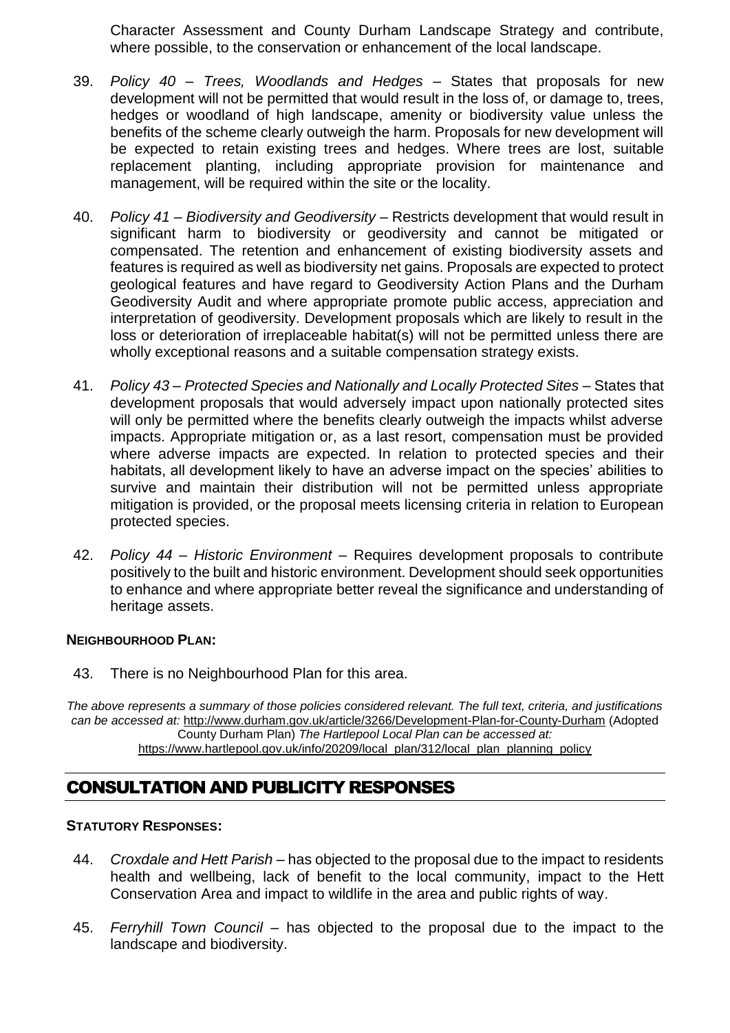Character Assessment and County Durham Landscape Strategy and contribute, where possible, to the conservation or enhancement of the local landscape.

39. *Policy 40 – Trees, Woodlands and Hedges* – States that proposals for new development will not be permitted that would result in the loss of, or damage to, trees, hedges or woodland of high landscape, amenity or biodiversity value unless the benefits of the scheme clearly outweigh the harm. Proposals for new development will be expected to retain existing trees and hedges. Where trees are lost, suitable replacement planting, including appropriate provision for maintenance and management, will be required within the site or the locality.

40. *Policy 41 – Biodiversity and Geodiversity* – Restricts development that would result in significant harm to biodiversity or geodiversity and cannot be mitigated or compensated. The retention and enhancement of existing biodiversity assets and features is required as well as biodiversity net gains. Proposals are expected to protect geological features and have regard to Geodiversity Action Plans and the Durham Geodiversity Audit and where appropriate promote public access, appreciation and interpretation of geodiversity. Development proposals which are likely to result in the loss or deterioration of irreplaceable habitat(s) will not be permitted unless there are wholly exceptional reasons and a suitable compensation strategy exists.

41. *Policy 43 – Protected Species and Nationally and Locally Protected Sites* – States that development proposals that would adversely impact upon nationally protected sites will only be permitted where the benefits clearly outweigh the impacts whilst adverse impacts. Appropriate mitigation or, as a last resort, compensation must be provided where adverse impacts are expected. In relation to protected species and their habitats, all development likely to have an adverse impact on the species' abilities to survive and maintain their distribution will not be permitted unless appropriate mitigation is provided, or the proposal meets licensing criteria in relation to European protected species.

42. *Policy 44 – Historic Environment* – Requires development proposals to contribute positively to the built and historic environment. Development should seek opportunities to enhance and where appropriate better reveal the significance and understanding of heritage assets.

**NEIGHBOURHOOD PLAN:**

43. There is no Neighbourhood Plan for this area.

*The above represents a summary of those policies considered relevant. The full text, criteria, and justifications can be accessed at:* http://www.durham.gov.uk/article/3266/Development-Plan-for-County-Durham (Adopted County Durham Plan) *The Hartlepool Local Plan can be accessed at:* https://www.hartlepool.gov.uk/info/20209/local_plan/312/local_plan_planning_policy

## CONSULTATION AND PUBLICITY RESPONSES

**STATUTORY RESPONSES:**

44. *Croxdale and Hett Parish* – has objected to the proposal due to the impact to residents health and wellbeing, lack of benefit to the local community, impact to the Hett Conservation Area and impact to wildlife in the area and public rights of way.

45. *Ferryhill Town Council* – has objected to the proposal due to the impact to the landscape and biodiversity.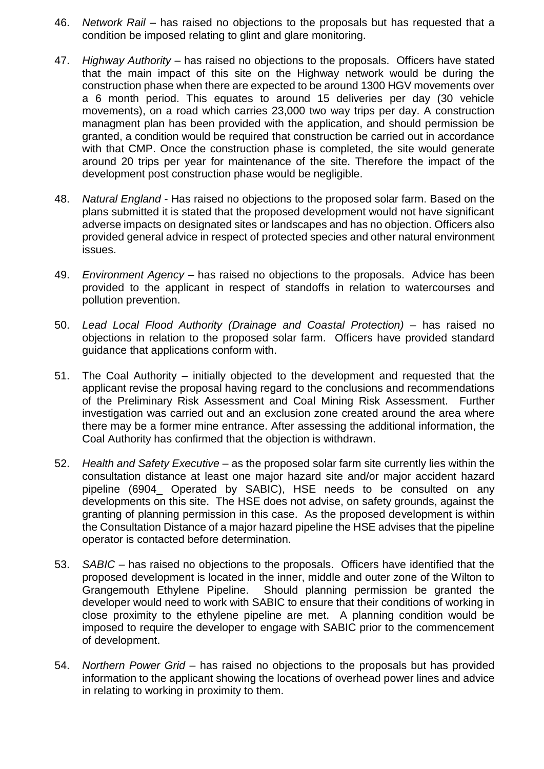46. *Network Rail* – has raised no objections to the proposals but has requested that a condition be imposed relating to glint and glare monitoring.

47. *Highway Authority* – has raised no objections to the proposals. Officers have stated that the main impact of this site on the Highway network would be during the construction phase when there are expected to be around 1300 HGV movements over a 6 month period. This equates to around 15 deliveries per day (30 vehicle movements), on a road which carries 23,000 two way trips per day. A construction managment plan has been provided with the application, and should permission be granted, a condition would be required that construction be carried out in accordance with that CMP. Once the construction phase is completed, the site would generate around 20 trips per year for maintenance of the site. Therefore the impact of the development post construction phase would be negligible.

48. *Natural England* - Has raised no objections to the proposed solar farm. Based on the plans submitted it is stated that the proposed development would not have significant adverse impacts on designated sites or landscapes and has no objection. Officers also provided general advice in respect of protected species and other natural environment issues.

49. *Environment Agency* – has raised no objections to the proposals. Advice has been provided to the applicant in respect of standoffs in relation to watercourses and pollution prevention.

50. *Lead Local Flood Authority (Drainage and Coastal Protection)* – has raised no objections in relation to the proposed solar farm. Officers have provided standard guidance that applications conform with.

51. The Coal Authority – initially objected to the development and requested that the applicant revise the proposal having regard to the conclusions and recommendations of the Preliminary Risk Assessment and Coal Mining Risk Assessment. Further investigation was carried out and an exclusion zone created around the area where there may be a former mine entrance. After assessing the additional information, the Coal Authority has confirmed that the objection is withdrawn.

52. *Health and Safety Executive* – as the proposed solar farm site currently lies within the consultation distance at least one major hazard site and/or major accident hazard pipeline (6904_ Operated by SABIC), HSE needs to be consulted on any developments on this site. The HSE does not advise, on safety grounds, against the granting of planning permission in this case. As the proposed development is within the Consultation Distance of a major hazard pipeline the HSE advises that the pipeline operator is contacted before determination.

53. *SABIC* – has raised no objections to the proposals. Officers have identified that the proposed development is located in the inner, middle and outer zone of the Wilton to Grangemouth Ethylene Pipeline. Should planning permission be granted the developer would need to work with SABIC to ensure that their conditions of working in close proximity to the ethylene pipeline are met. A planning condition would be imposed to require the developer to engage with SABIC prior to the commencement of development.

54. *Northern Power Grid* – has raised no objections to the proposals but has provided information to the applicant showing the locations of overhead power lines and advice in relating to working in proximity to them.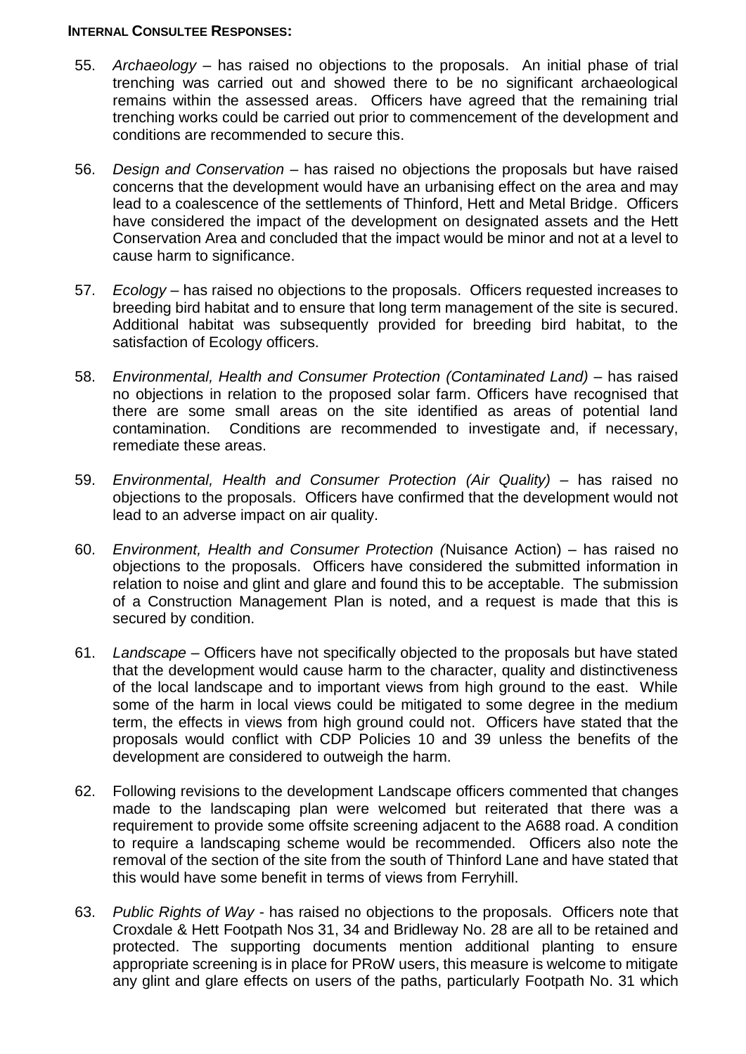**INTERNAL CONSULTEE RESPONSES:**

55. *Archaeology* – has raised no objections to the proposals. An initial phase of trial trenching was carried out and showed there to be no significant archaeological remains within the assessed areas. Officers have agreed that the remaining trial trenching works could be carried out prior to commencement of the development and conditions are recommended to secure this.

56. *Design and Conservation* – has raised no objections the proposals but have raised concerns that the development would have an urbanising effect on the area and may lead to a coalescence of the settlements of Thinford, Hett and Metal Bridge. Officers have considered the impact of the development on designated assets and the Hett Conservation Area and concluded that the impact would be minor and not at a level to cause harm to significance.

57. *Ecology* – has raised no objections to the proposals. Officers requested increases to breeding bird habitat and to ensure that long term management of the site is secured. Additional habitat was subsequently provided for breeding bird habitat, to the satisfaction of Ecology officers.

58. *Environmental, Health and Consumer Protection (Contaminated Land)* – has raised no objections in relation to the proposed solar farm. Officers have recognised that there are some small areas on the site identified as areas of potential land contamination. Conditions are recommended to investigate and, if necessary, remediate these areas.

59. *Environmental, Health and Consumer Protection (Air Quality)* – has raised no objections to the proposals. Officers have confirmed that the development would not lead to an adverse impact on air quality.

60. *Environment, Health and Consumer Protection (*Nuisance Action) – has raised no objections to the proposals. Officers have considered the submitted information in relation to noise and glint and glare and found this to be acceptable. The submission of a Construction Management Plan is noted, and a request is made that this is secured by condition.

61. *Landscape* – Officers have not specifically objected to the proposals but have stated that the development would cause harm to the character, quality and distinctiveness of the local landscape and to important views from high ground to the east. While some of the harm in local views could be mitigated to some degree in the medium term, the effects in views from high ground could not. Officers have stated that the proposals would conflict with CDP Policies 10 and 39 unless the benefits of the development are considered to outweigh the harm.

62. Following revisions to the development Landscape officers commented that changes made to the landscaping plan were welcomed but reiterated that there was a requirement to provide some offsite screening adjacent to the A688 road. A condition to require a landscaping scheme would be recommended. Officers also note the removal of the section of the site from the south of Thinford Lane and have stated that this would have some benefit in terms of views from Ferryhill.

63. *Public Rights of Way* - has raised no objections to the proposals. Officers note that Croxdale & Hett Footpath Nos 31, 34 and Bridleway No. 28 are all to be retained and protected. The supporting documents mention additional planting to ensure appropriate screening is in place for PRoW users, this measure is welcome to mitigate any glint and glare effects on users of the paths, particularly Footpath No. 31 which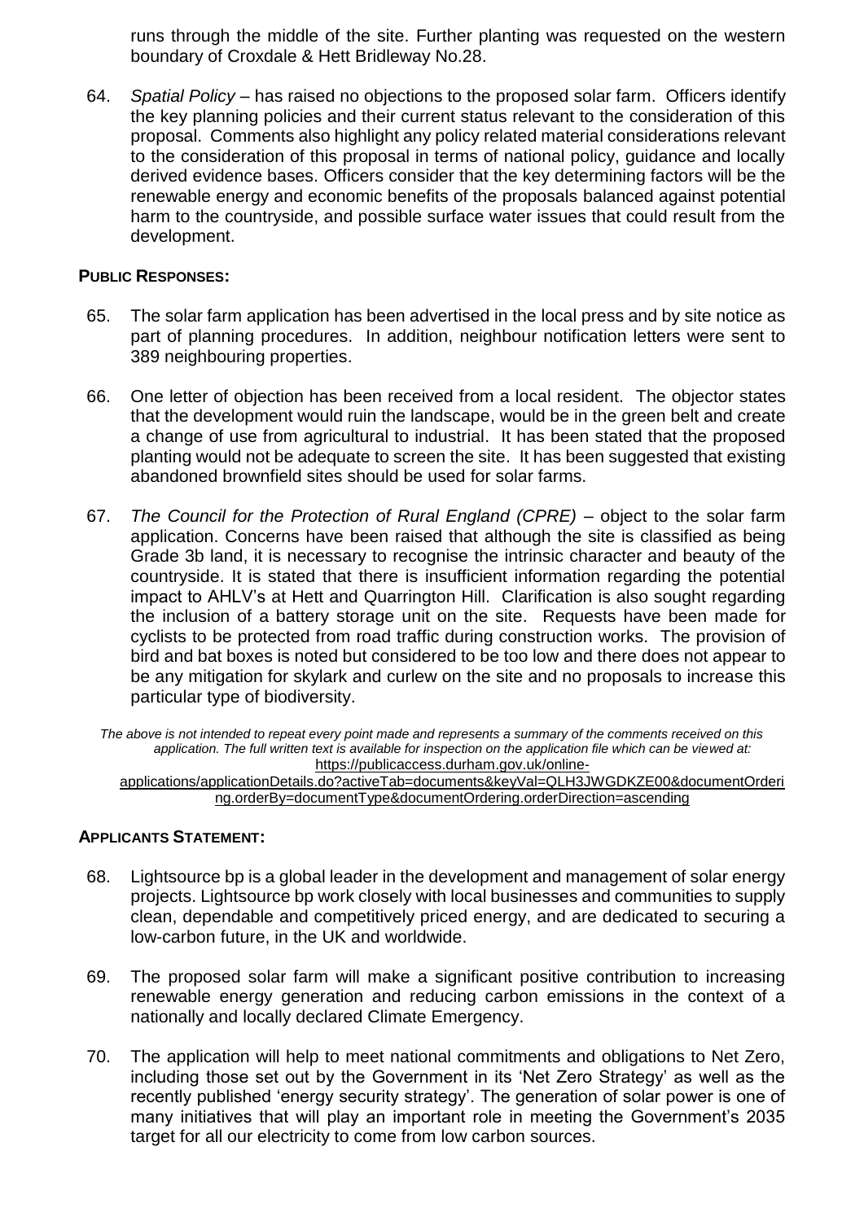runs through the middle of the site. Further planting was requested on the western boundary of Croxdale & Hett Bridleway No.28.

64. *Spatial Policy* – has raised no objections to the proposed solar farm. Officers identify the key planning policies and their current status relevant to the consideration of this proposal. Comments also highlight any policy related material considerations relevant to the consideration of this proposal in terms of national policy, guidance and locally derived evidence bases. Officers consider that the key determining factors will be the renewable energy and economic benefits of the proposals balanced against potential harm to the countryside, and possible surface water issues that could result from the development.

**PUBLIC RESPONSES:**

65. The solar farm application has been advertised in the local press and by site notice as part of planning procedures. In addition, neighbour notification letters were sent to 389 neighbouring properties.

66. One letter of objection has been received from a local resident. The objector states that the development would ruin the landscape, would be in the green belt and create a change of use from agricultural to industrial. It has been stated that the proposed planting would not be adequate to screen the site. It has been suggested that existing abandoned brownfield sites should be used for solar farms.

67. *The Council for the Protection of Rural England (CPRE)* – object to the solar farm application. Concerns have been raised that although the site is classified as being Grade 3b land, it is necessary to recognise the intrinsic character and beauty of the countryside. It is stated that there is insufficient information regarding the potential impact to AHLV's at Hett and Quarrington Hill. Clarification is also sought regarding the inclusion of a battery storage unit on the site. Requests have been made for cyclists to be protected from road traffic during construction works. The provision of bird and bat boxes is noted but considered to be too low and there does not appear to be any mitigation for skylark and curlew on the site and no proposals to increase this particular type of biodiversity.

*The above is not intended to repeat every point made and represents a summary of the comments received on this application. The full written text is available for inspection on the application file which can be viewed at:* https://publicaccess.durham.gov.uk/online-applications/applicationDetails.do?activeTab=documents&keyVal=QLH3JWGDKZE00&documentOrdering.orderBy=documentType&documentOrdering.orderDirection=ascending

**APPLICANTS STATEMENT:**

68. Lightsource bp is a global leader in the development and management of solar energy projects. Lightsource bp work closely with local businesses and communities to supply clean, dependable and competitively priced energy, and are dedicated to securing a low-carbon future, in the UK and worldwide.

69. The proposed solar farm will make a significant positive contribution to increasing renewable energy generation and reducing carbon emissions in the context of a nationally and locally declared Climate Emergency.

70. The application will help to meet national commitments and obligations to Net Zero, including those set out by the Government in its 'Net Zero Strategy' as well as the recently published 'energy security strategy'. The generation of solar power is one of many initiatives that will play an important role in meeting the Government's 2035 target for all our electricity to come from low carbon sources.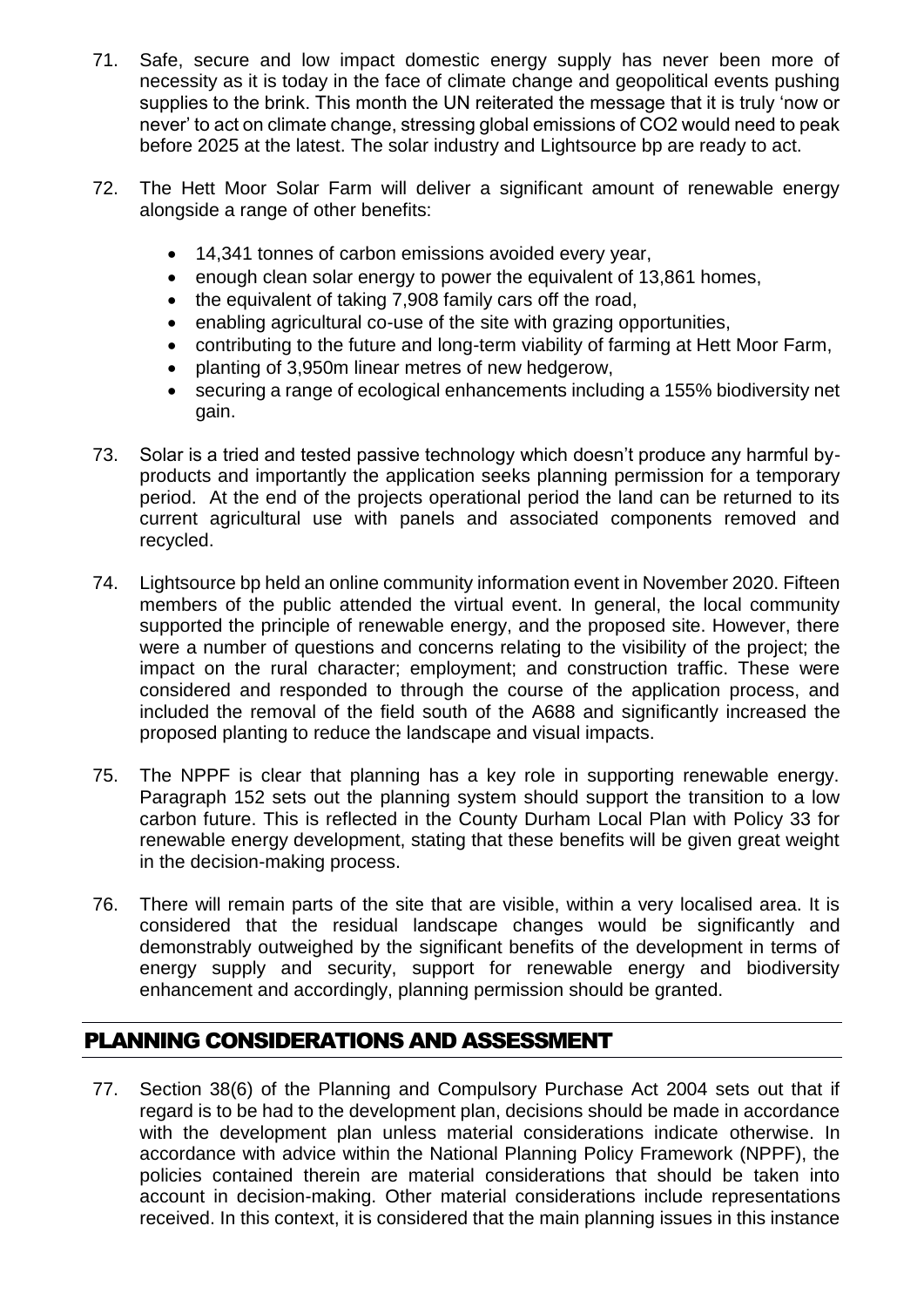71. Safe, secure and low impact domestic energy supply has never been more of necessity as it is today in the face of climate change and geopolitical events pushing supplies to the brink. This month the UN reiterated the message that it is truly 'now or never' to act on climate change, stressing global emissions of $CO_2$ would need to peak before 2025 at the latest. The solar industry and Lightsource bp are ready to act.

72. The Hett Moor Solar Farm will deliver a significant amount of renewable energy alongside a range of other benefits:

    - 14,341 tonnes of carbon emissions avoided every year,
    - enough clean solar energy to power the equivalent of 13,861 homes,
    - the equivalent of taking 7,908 family cars off the road,
    - enabling agricultural co-use of the site with grazing opportunities,
    - contributing to the future and long-term viability of farming at Hett Moor Farm,
    - planting of 3,950m linear metres of new hedgerow,
    - securing a range of ecological enhancements including a 155% biodiversity net gain.

73. Solar is a tried and tested passive technology which doesn't produce any harmful by-products and importantly the application seeks planning permission for a temporary period. At the end of the projects operational period the land can be returned to its current agricultural use with panels and associated components removed and recycled.

74. Lightsource bp held an online community information event in November 2020. Fifteen members of the public attended the virtual event. In general, the local community supported the principle of renewable energy, and the proposed site. However, there were a number of questions and concerns relating to the visibility of the project; the impact on the rural character; employment; and construction traffic. These were considered and responded to through the course of the application process, and included the removal of the field south of the A688 and significantly increased the proposed planting to reduce the landscape and visual impacts.

75. The NPPF is clear that planning has a key role in supporting renewable energy. Paragraph 152 sets out the planning system should support the transition to a low carbon future. This is reflected in the County Durham Local Plan with Policy 33 for renewable energy development, stating that these benefits will be given great weight in the decision-making process.

76. There will remain parts of the site that are visible, within a very localised area. It is considered that the residual landscape changes would be significantly and demonstrably outweighed by the significant benefits of the development in terms of energy supply and security, support for renewable energy and biodiversity enhancement and accordingly, planning permission should be granted.

## PLANNING CONSIDERATIONS AND ASSESSMENT

77. Section 38(6) of the Planning and Compulsory Purchase Act 2004 sets out that if regard is to be had to the development plan, decisions should be made in accordance with the development plan unless material considerations indicate otherwise. In accordance with advice within the National Planning Policy Framework (NPPF), the policies contained therein are material considerations that should be taken into account in decision-making. Other material considerations include representations received. In this context, it is considered that the main planning issues in this instance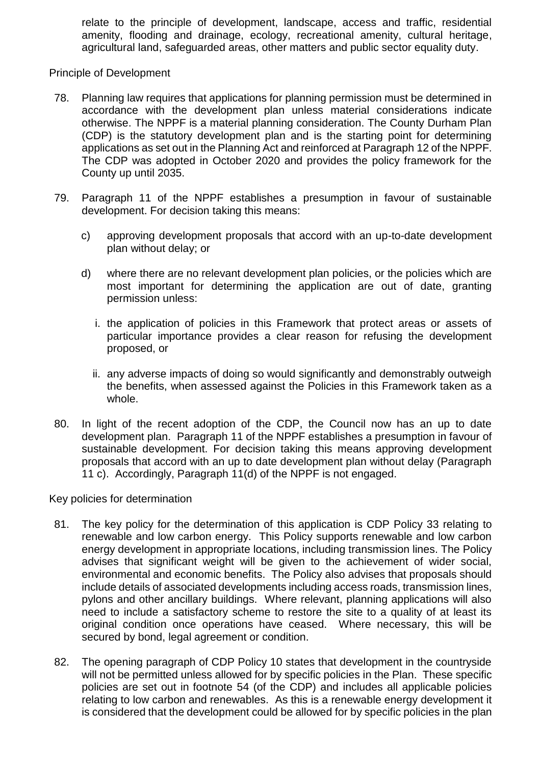relate to the principle of development, landscape, access and traffic, residential amenity, flooding and drainage, ecology, recreational amenity, cultural heritage, agricultural land, safeguarded areas, other matters and public sector equality duty.

### Principle of Development

78. Planning law requires that applications for planning permission must be determined in accordance with the development plan unless material considerations indicate otherwise. The NPPF is a material planning consideration. The County Durham Plan (CDP) is the statutory development plan and is the starting point for determining applications as set out in the Planning Act and reinforced at Paragraph 12 of the NPPF. The CDP was adopted in October 2020 and provides the policy framework for the County up until 2035.

79. Paragraph 11 of the NPPF establishes a presumption in favour of sustainable development. For decision taking this means:

    c) approving development proposals that accord with an up-to-date development plan without delay; or

    d) where there are no relevant development plan policies, or the policies which are most important for determining the application are out of date, granting permission unless:

       i. the application of policies in this Framework that protect areas or assets of particular importance provides a clear reason for refusing the development proposed, or

       ii. any adverse impacts of doing so would significantly and demonstrably outweigh the benefits, when assessed against the Policies in this Framework taken as a whole.

80. In light of the recent adoption of the CDP, the Council now has an up to date development plan. Paragraph 11 of the NPPF establishes a presumption in favour of sustainable development. For decision taking this means approving development proposals that accord with an up to date development plan without delay (Paragraph 11 c). Accordingly, Paragraph 11(d) of the NPPF is not engaged.

### Key policies for determination

81. The key policy for the determination of this application is CDP Policy 33 relating to renewable and low carbon energy. This Policy supports renewable and low carbon energy development in appropriate locations, including transmission lines. The Policy advises that significant weight will be given to the achievement of wider social, environmental and economic benefits. The Policy also advises that proposals should include details of associated developments including access roads, transmission lines, pylons and other ancillary buildings. Where relevant, planning applications will also need to include a satisfactory scheme to restore the site to a quality of at least its original condition once operations have ceased. Where necessary, this will be secured by bond, legal agreement or condition.

82. The opening paragraph of CDP Policy 10 states that development in the countryside will not be permitted unless allowed for by specific policies in the Plan. These specific policies are set out in footnote 54 (of the CDP) and includes all applicable policies relating to low carbon and renewables. As this is a renewable energy development it is considered that the development could be allowed for by specific policies in the plan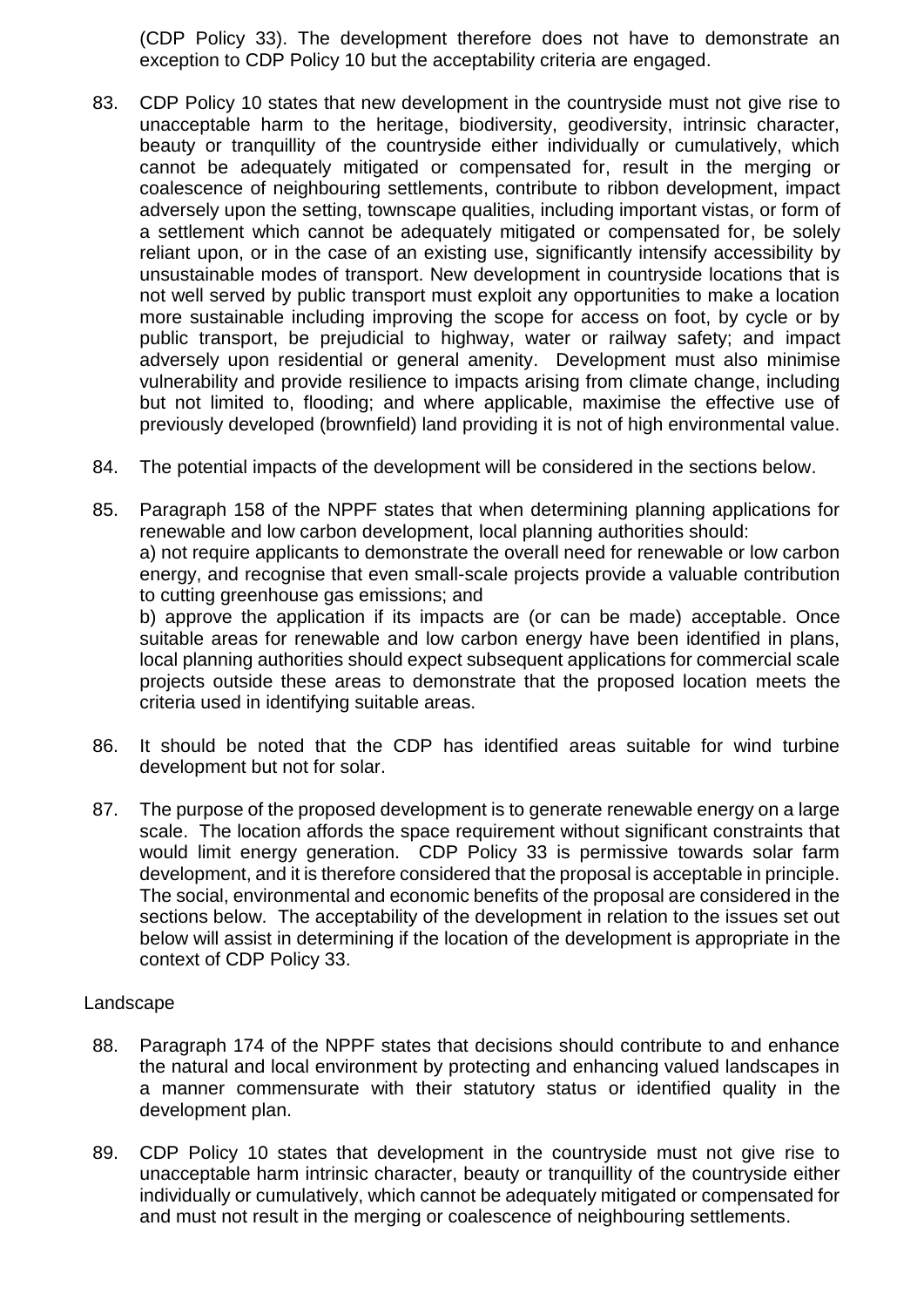(CDP Policy 33). The development therefore does not have to demonstrate an exception to CDP Policy 10 but the acceptability criteria are engaged.

83. CDP Policy 10 states that new development in the countryside must not give rise to unacceptable harm to the heritage, biodiversity, geodiversity, intrinsic character, beauty or tranquillity of the countryside either individually or cumulatively, which cannot be adequately mitigated or compensated for, result in the merging or coalescence of neighbouring settlements, contribute to ribbon development, impact adversely upon the setting, townscape qualities, including important vistas, or form of a settlement which cannot be adequately mitigated or compensated for, be solely reliant upon, or in the case of an existing use, significantly intensify accessibility by unsustainable modes of transport. New development in countryside locations that is not well served by public transport must exploit any opportunities to make a location more sustainable including improving the scope for access on foot, by cycle or by public transport, be prejudicial to highway, water or railway safety; and impact adversely upon residential or general amenity. Development must also minimise vulnerability and provide resilience to impacts arising from climate change, including but not limited to, flooding; and where applicable, maximise the effective use of previously developed (brownfield) land providing it is not of high environmental value.

84. The potential impacts of the development will be considered in the sections below.

85. Paragraph 158 of the NPPF states that when determining planning applications for renewable and low carbon development, local planning authorities should:
a) not require applicants to demonstrate the overall need for renewable or low carbon energy, and recognise that even small-scale projects provide a valuable contribution to cutting greenhouse gas emissions; and
b) approve the application if its impacts are (or can be made) acceptable. Once suitable areas for renewable and low carbon energy have been identified in plans, local planning authorities should expect subsequent applications for commercial scale projects outside these areas to demonstrate that the proposed location meets the criteria used in identifying suitable areas.

86. It should be noted that the CDP has identified areas suitable for wind turbine development but not for solar.

87. The purpose of the proposed development is to generate renewable energy on a large scale. The location affords the space requirement without significant constraints that would limit energy generation. CDP Policy 33 is permissive towards solar farm development, and it is therefore considered that the proposal is acceptable in principle. The social, environmental and economic benefits of the proposal are considered in the sections below. The acceptability of the development in relation to the issues set out below will assist in determining if the location of the development is appropriate in the context of CDP Policy 33.

Landscape

88. Paragraph 174 of the NPPF states that decisions should contribute to and enhance the natural and local environment by protecting and enhancing valued landscapes in a manner commensurate with their statutory status or identified quality in the development plan.

89. CDP Policy 10 states that development in the countryside must not give rise to unacceptable harm intrinsic character, beauty or tranquillity of the countryside either individually or cumulatively, which cannot be adequately mitigated or compensated for and must not result in the merging or coalescence of neighbouring settlements.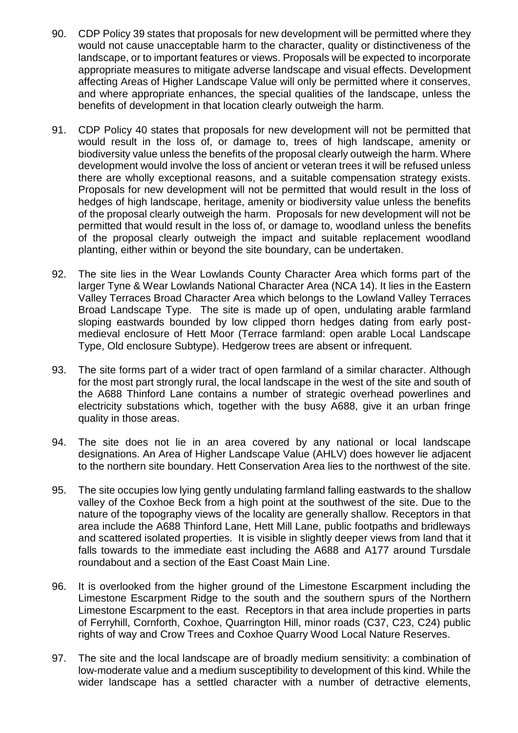90. CDP Policy 39 states that proposals for new development will be permitted where they would not cause unacceptable harm to the character, quality or distinctiveness of the landscape, or to important features or views. Proposals will be expected to incorporate appropriate measures to mitigate adverse landscape and visual effects. Development affecting Areas of Higher Landscape Value will only be permitted where it conserves, and where appropriate enhances, the special qualities of the landscape, unless the benefits of development in that location clearly outweigh the harm.

91. CDP Policy 40 states that proposals for new development will not be permitted that would result in the loss of, or damage to, trees of high landscape, amenity or biodiversity value unless the benefits of the proposal clearly outweigh the harm. Where development would involve the loss of ancient or veteran trees it will be refused unless there are wholly exceptional reasons, and a suitable compensation strategy exists. Proposals for new development will not be permitted that would result in the loss of hedges of high landscape, heritage, amenity or biodiversity value unless the benefits of the proposal clearly outweigh the harm. Proposals for new development will not be permitted that would result in the loss of, or damage to, woodland unless the benefits of the proposal clearly outweigh the impact and suitable replacement woodland planting, either within or beyond the site boundary, can be undertaken.

92. The site lies in the Wear Lowlands County Character Area which forms part of the larger Tyne & Wear Lowlands National Character Area (NCA 14). It lies in the Eastern Valley Terraces Broad Character Area which belongs to the Lowland Valley Terraces Broad Landscape Type. The site is made up of open, undulating arable farmland sloping eastwards bounded by low clipped thorn hedges dating from early post-medieval enclosure of Hett Moor (Terrace farmland: open arable Local Landscape Type, Old enclosure Subtype). Hedgerow trees are absent or infrequent.

93. The site forms part of a wider tract of open farmland of a similar character. Although for the most part strongly rural, the local landscape in the west of the site and south of the A688 Thinford Lane contains a number of strategic overhead powerlines and electricity substations which, together with the busy A688, give it an urban fringe quality in those areas.

94. The site does not lie in an area covered by any national or local landscape designations. An Area of Higher Landscape Value (AHLV) does however lie adjacent to the northern site boundary. Hett Conservation Area lies to the northwest of the site.

95. The site occupies low lying gently undulating farmland falling eastwards to the shallow valley of the Coxhoe Beck from a high point at the southwest of the site. Due to the nature of the topography views of the locality are generally shallow. Receptors in that area include the A688 Thinford Lane, Hett Mill Lane, public footpaths and bridleways and scattered isolated properties. It is visible in slightly deeper views from land that it falls towards to the immediate east including the A688 and A177 around Tursdale roundabout and a section of the East Coast Main Line.

96. It is overlooked from the higher ground of the Limestone Escarpment including the Limestone Escarpment Ridge to the south and the southern spurs of the Northern Limestone Escarpment to the east. Receptors in that area include properties in parts of Ferryhill, Cornforth, Coxhoe, Quarrington Hill, minor roads (C37, C23, C24) public rights of way and Crow Trees and Coxhoe Quarry Wood Local Nature Reserves.

97. The site and the local landscape are of broadly medium sensitivity: a combination of low-moderate value and a medium susceptibility to development of this kind. While the wider landscape has a settled character with a number of detractive elements,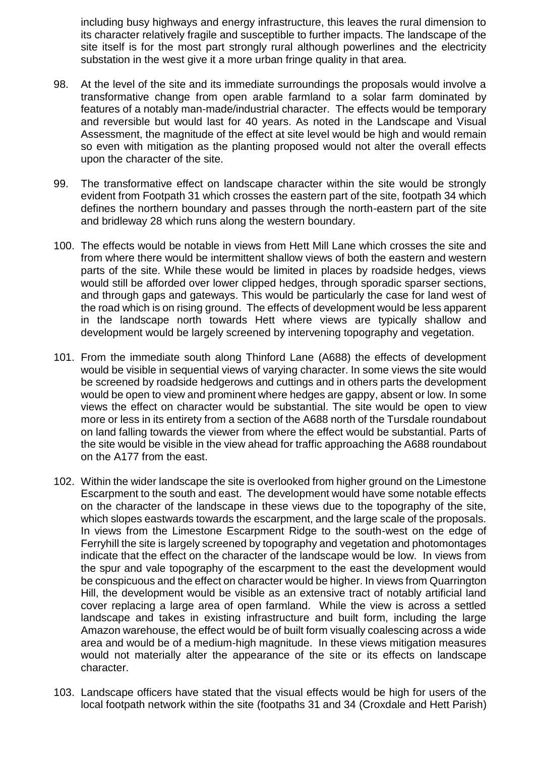including busy highways and energy infrastructure, this leaves the rural dimension to its character relatively fragile and susceptible to further impacts. The landscape of the site itself is for the most part strongly rural although powerlines and the electricity substation in the west give it a more urban fringe quality in that area.

98. At the level of the site and its immediate surroundings the proposals would involve a transformative change from open arable farmland to a solar farm dominated by features of a notably man-made/industrial character. The effects would be temporary and reversible but would last for 40 years. As noted in the Landscape and Visual Assessment, the magnitude of the effect at site level would be high and would remain so even with mitigation as the planting proposed would not alter the overall effects upon the character of the site.

99. The transformative effect on landscape character within the site would be strongly evident from Footpath 31 which crosses the eastern part of the site, footpath 34 which defines the northern boundary and passes through the north-eastern part of the site and bridleway 28 which runs along the western boundary.

100. The effects would be notable in views from Hett Mill Lane which crosses the site and from where there would be intermittent shallow views of both the eastern and western parts of the site. While these would be limited in places by roadside hedges, views would still be afforded over lower clipped hedges, through sporadic sparser sections, and through gaps and gateways. This would be particularly the case for land west of the road which is on rising ground. The effects of development would be less apparent in the landscape north towards Hett where views are typically shallow and development would be largely screened by intervening topography and vegetation.

101. From the immediate south along Thinford Lane (A688) the effects of development would be visible in sequential views of varying character. In some views the site would be screened by roadside hedgerows and cuttings and in others parts the development would be open to view and prominent where hedges are gappy, absent or low. In some views the effect on character would be substantial. The site would be open to view more or less in its entirety from a section of the A688 north of the Tursdale roundabout on land falling towards the viewer from where the effect would be substantial. Parts of the site would be visible in the view ahead for traffic approaching the A688 roundabout on the A177 from the east.

102. Within the wider landscape the site is overlooked from higher ground on the Limestone Escarpment to the south and east. The development would have some notable effects on the character of the landscape in these views due to the topography of the site, which slopes eastwards towards the escarpment, and the large scale of the proposals. In views from the Limestone Escarpment Ridge to the south-west on the edge of Ferryhill the site is largely screened by topography and vegetation and photomontages indicate that the effect on the character of the landscape would be low. In views from the spur and vale topography of the escarpment to the east the development would be conspicuous and the effect on character would be higher. In views from Quarrington Hill, the development would be visible as an extensive tract of notably artificial land cover replacing a large area of open farmland. While the view is across a settled landscape and takes in existing infrastructure and built form, including the large Amazon warehouse, the effect would be of built form visually coalescing across a wide area and would be of a medium-high magnitude. In these views mitigation measures would not materially alter the appearance of the site or its effects on landscape character.

103. Landscape officers have stated that the visual effects would be high for users of the local footpath network within the site (footpaths 31 and 34 (Croxdale and Hett Parish)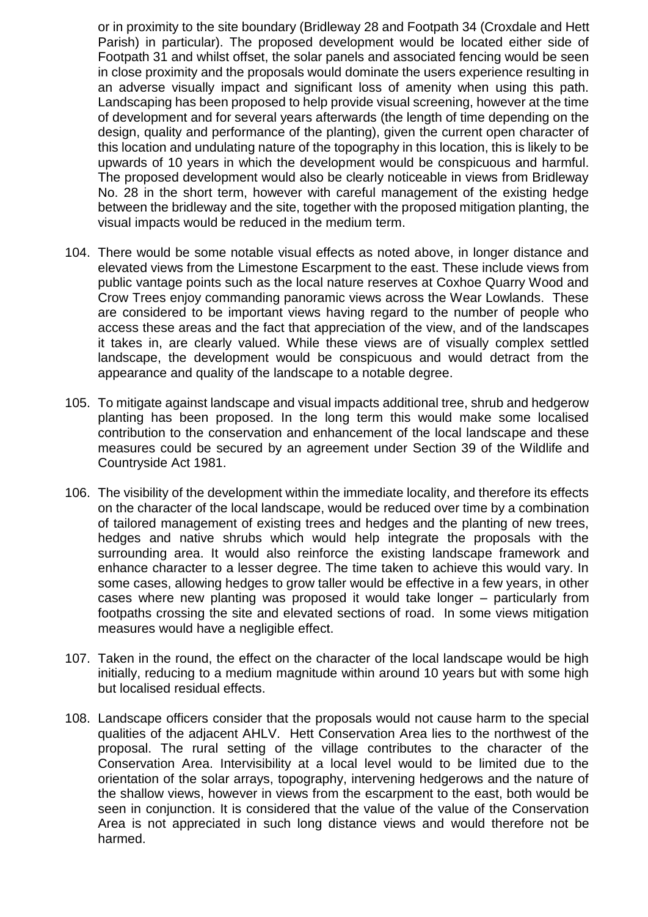or in proximity to the site boundary (Bridleway 28 and Footpath 34 (Croxdale and Hett Parish) in particular). The proposed development would be located either side of Footpath 31 and whilst offset, the solar panels and associated fencing would be seen in close proximity and the proposals would dominate the users experience resulting in an adverse visually impact and significant loss of amenity when using this path. Landscaping has been proposed to help provide visual screening, however at the time of development and for several years afterwards (the length of time depending on the design, quality and performance of the planting), given the current open character of this location and undulating nature of the topography in this location, this is likely to be upwards of 10 years in which the development would be conspicuous and harmful. The proposed development would also be clearly noticeable in views from Bridleway No. 28 in the short term, however with careful management of the existing hedge between the bridleway and the site, together with the proposed mitigation planting, the visual impacts would be reduced in the medium term.

104. There would be some notable visual effects as noted above, in longer distance and elevated views from the Limestone Escarpment to the east. These include views from public vantage points such as the local nature reserves at Coxhoe Quarry Wood and Crow Trees enjoy commanding panoramic views across the Wear Lowlands. These are considered to be important views having regard to the number of people who access these areas and the fact that appreciation of the view, and of the landscapes it takes in, are clearly valued. While these views are of visually complex settled landscape, the development would be conspicuous and would detract from the appearance and quality of the landscape to a notable degree.

105. To mitigate against landscape and visual impacts additional tree, shrub and hedgerow planting has been proposed. In the long term this would make some localised contribution to the conservation and enhancement of the local landscape and these measures could be secured by an agreement under Section 39 of the Wildlife and Countryside Act 1981.

106. The visibility of the development within the immediate locality, and therefore its effects on the character of the local landscape, would be reduced over time by a combination of tailored management of existing trees and hedges and the planting of new trees, hedges and native shrubs which would help integrate the proposals with the surrounding area. It would also reinforce the existing landscape framework and enhance character to a lesser degree. The time taken to achieve this would vary. In some cases, allowing hedges to grow taller would be effective in a few years, in other cases where new planting was proposed it would take longer – particularly from footpaths crossing the site and elevated sections of road. In some views mitigation measures would have a negligible effect.

107. Taken in the round, the effect on the character of the local landscape would be high initially, reducing to a medium magnitude within around 10 years but with some high but localised residual effects.

108. Landscape officers consider that the proposals would not cause harm to the special qualities of the adjacent AHLV. Hett Conservation Area lies to the northwest of the proposal. The rural setting of the village contributes to the character of the Conservation Area. Intervisibility at a local level would to be limited due to the orientation of the solar arrays, topography, intervening hedgerows and the nature of the shallow views, however in views from the escarpment to the east, both would be seen in conjunction. It is considered that the value of the value of the Conservation Area is not appreciated in such long distance views and would therefore not be harmed.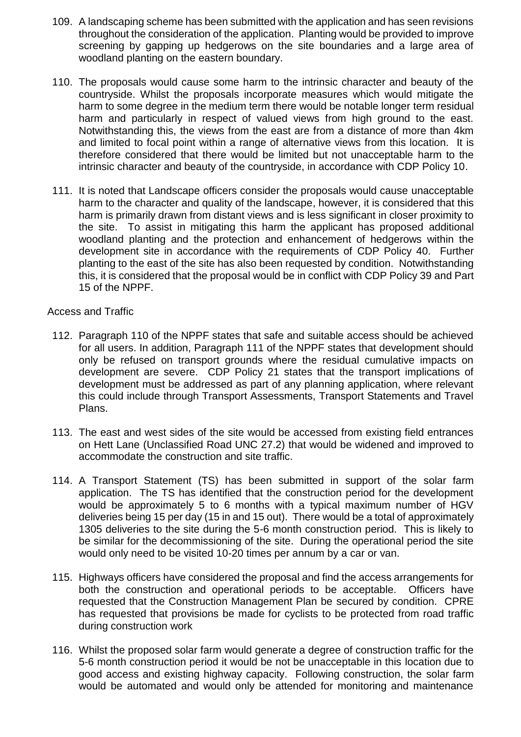109. A landscaping scheme has been submitted with the application and has seen revisions throughout the consideration of the application. Planting would be provided to improve screening by gapping up hedgerows on the site boundaries and a large area of woodland planting on the eastern boundary.

110. The proposals would cause some harm to the intrinsic character and beauty of the countryside. Whilst the proposals incorporate measures which would mitigate the harm to some degree in the medium term there would be notable longer term residual harm and particularly in respect of valued views from high ground to the east. Notwithstanding this, the views from the east are from a distance of more than 4km and limited to focal point within a range of alternative views from this location. It is therefore considered that there would be limited but not unacceptable harm to the intrinsic character and beauty of the countryside, in accordance with CDP Policy 10.

111. It is noted that Landscape officers consider the proposals would cause unacceptable harm to the character and quality of the landscape, however, it is considered that this harm is primarily drawn from distant views and is less significant in closer proximity to the site. To assist in mitigating this harm the applicant has proposed additional woodland planting and the protection and enhancement of hedgerows within the development site in accordance with the requirements of CDP Policy 40. Further planting to the east of the site has also been requested by condition. Notwithstanding this, it is considered that the proposal would be in conflict with CDP Policy 39 and Part 15 of the NPPF.

Access and Traffic

112. Paragraph 110 of the NPPF states that safe and suitable access should be achieved for all users. In addition, Paragraph 111 of the NPPF states that development should only be refused on transport grounds where the residual cumulative impacts on development are severe. CDP Policy 21 states that the transport implications of development must be addressed as part of any planning application, where relevant this could include through Transport Assessments, Transport Statements and Travel Plans.

113. The east and west sides of the site would be accessed from existing field entrances on Hett Lane (Unclassified Road UNC 27.2) that would be widened and improved to accommodate the construction and site traffic.

114. A Transport Statement (TS) has been submitted in support of the solar farm application. The TS has identified that the construction period for the development would be approximately 5 to 6 months with a typical maximum number of HGV deliveries being 15 per day (15 in and 15 out). There would be a total of approximately 1305 deliveries to the site during the 5-6 month construction period. This is likely to be similar for the decommissioning of the site. During the operational period the site would only need to be visited 10-20 times per annum by a car or van.

115. Highways officers have considered the proposal and find the access arrangements for both the construction and operational periods to be acceptable. Officers have requested that the Construction Management Plan be secured by condition. CPRE has requested that provisions be made for cyclists to be protected from road traffic during construction work

116. Whilst the proposed solar farm would generate a degree of construction traffic for the 5-6 month construction period it would be not be unacceptable in this location due to good access and existing highway capacity. Following construction, the solar farm would be automated and would only be attended for monitoring and maintenance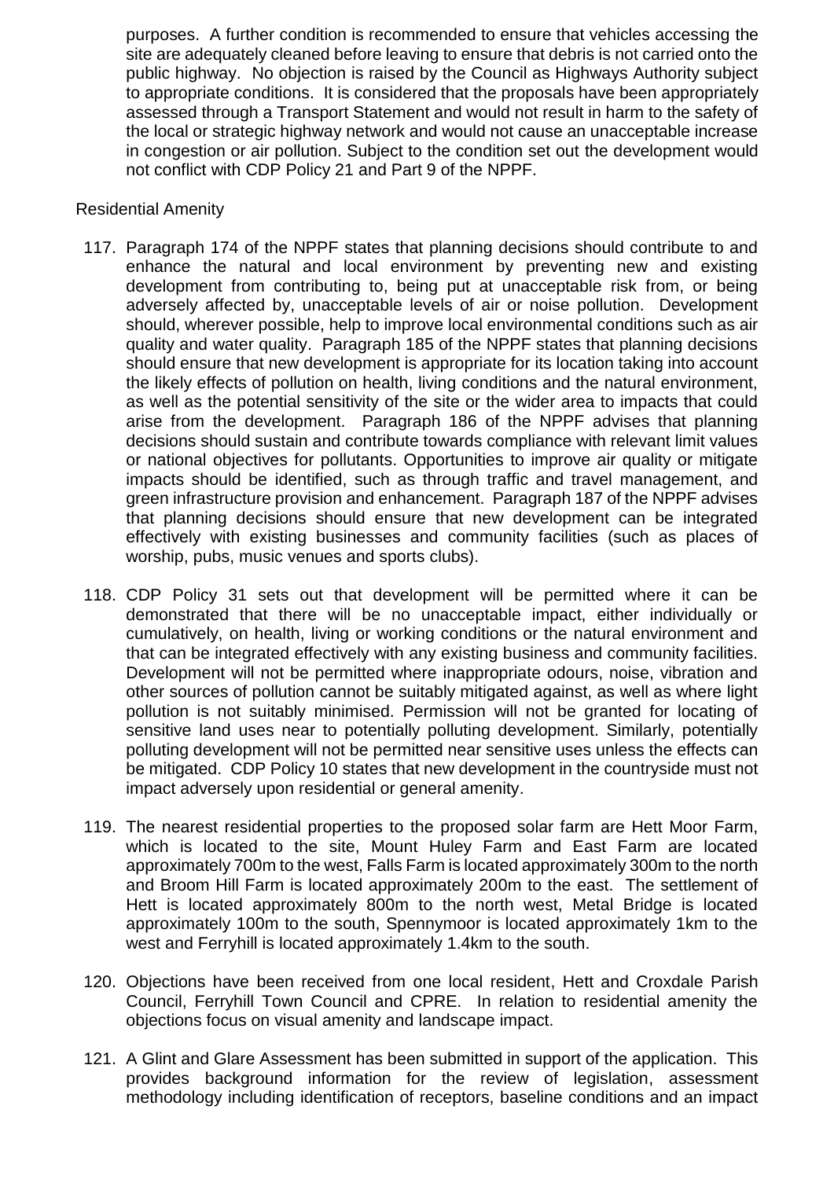purposes. A further condition is recommended to ensure that vehicles accessing the site are adequately cleaned before leaving to ensure that debris is not carried onto the public highway. No objection is raised by the Council as Highways Authority subject to appropriate conditions. It is considered that the proposals have been appropriately assessed through a Transport Statement and would not result in harm to the safety of the local or strategic highway network and would not cause an unacceptable increase in congestion or air pollution. Subject to the condition set out the development would not conflict with CDP Policy 21 and Part 9 of the NPPF.

Residential Amenity

117. Paragraph 174 of the NPPF states that planning decisions should contribute to and enhance the natural and local environment by preventing new and existing development from contributing to, being put at unacceptable risk from, or being adversely affected by, unacceptable levels of air or noise pollution. Development should, wherever possible, help to improve local environmental conditions such as air quality and water quality. Paragraph 185 of the NPPF states that planning decisions should ensure that new development is appropriate for its location taking into account the likely effects of pollution on health, living conditions and the natural environment, as well as the potential sensitivity of the site or the wider area to impacts that could arise from the development. Paragraph 186 of the NPPF advises that planning decisions should sustain and contribute towards compliance with relevant limit values or national objectives for pollutants. Opportunities to improve air quality or mitigate impacts should be identified, such as through traffic and travel management, and green infrastructure provision and enhancement. Paragraph 187 of the NPPF advises that planning decisions should ensure that new development can be integrated effectively with existing businesses and community facilities (such as places of worship, pubs, music venues and sports clubs).

118. CDP Policy 31 sets out that development will be permitted where it can be demonstrated that there will be no unacceptable impact, either individually or cumulatively, on health, living or working conditions or the natural environment and that can be integrated effectively with any existing business and community facilities. Development will not be permitted where inappropriate odours, noise, vibration and other sources of pollution cannot be suitably mitigated against, as well as where light pollution is not suitably minimised. Permission will not be granted for locating of sensitive land uses near to potentially polluting development. Similarly, potentially polluting development will not be permitted near sensitive uses unless the effects can be mitigated. CDP Policy 10 states that new development in the countryside must not impact adversely upon residential or general amenity.

119. The nearest residential properties to the proposed solar farm are Hett Moor Farm, which is located to the site, Mount Huley Farm and East Farm are located approximately 700m to the west, Falls Farm is located approximately 300m to the north and Broom Hill Farm is located approximately 200m to the east. The settlement of Hett is located approximately 800m to the north west, Metal Bridge is located approximately 100m to the south, Spennymoor is located approximately 1km to the west and Ferryhill is located approximately 1.4km to the south.

120. Objections have been received from one local resident, Hett and Croxdale Parish Council, Ferryhill Town Council and CPRE. In relation to residential amenity the objections focus on visual amenity and landscape impact.

121. A Glint and Glare Assessment has been submitted in support of the application. This provides background information for the review of legislation, assessment methodology including identification of receptors, baseline conditions and an impact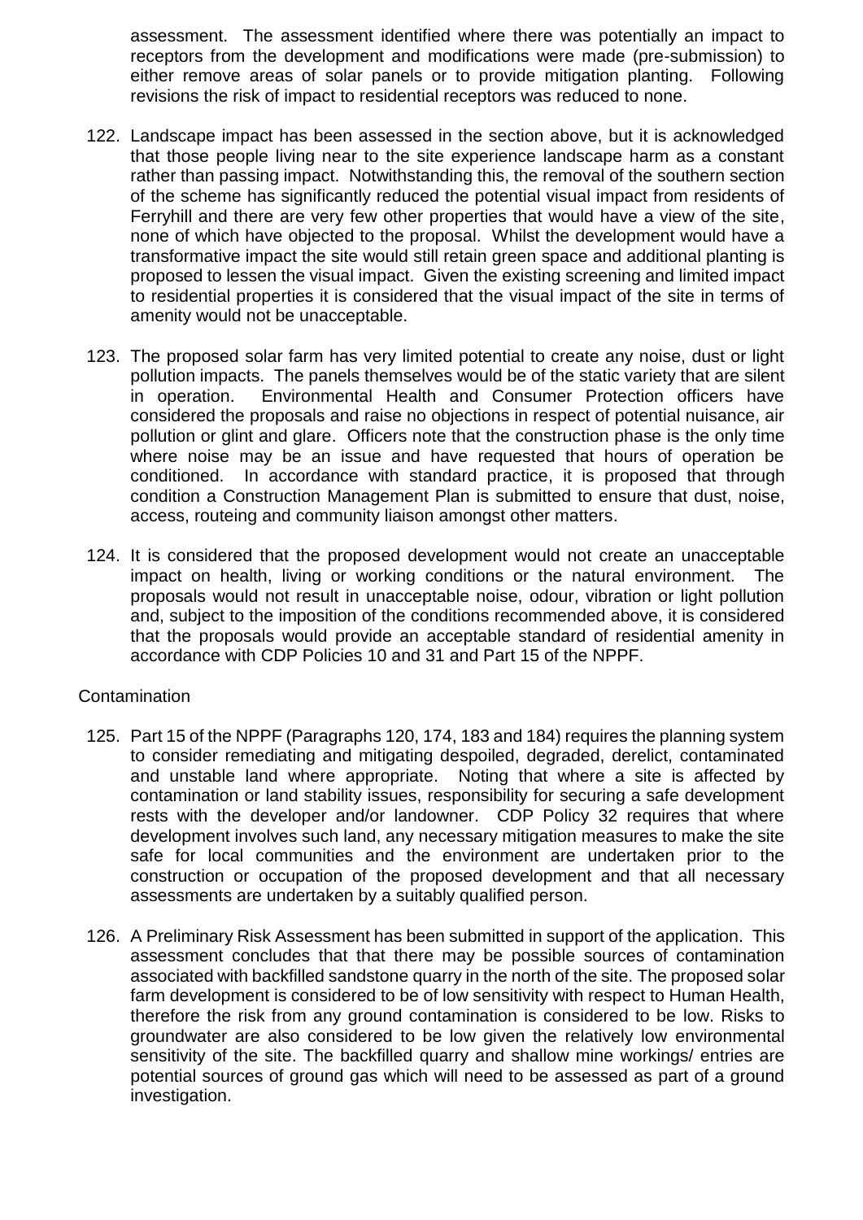assessment. The assessment identified where there was potentially an impact to receptors from the development and modifications were made (pre-submission) to either remove areas of solar panels or to provide mitigation planting. Following revisions the risk of impact to residential receptors was reduced to none.

122. Landscape impact has been assessed in the section above, but it is acknowledged that those people living near to the site experience landscape harm as a constant rather than passing impact. Notwithstanding this, the removal of the southern section of the scheme has significantly reduced the potential visual impact from residents of Ferryhill and there are very few other properties that would have a view of the site, none of which have objected to the proposal. Whilst the development would have a transformative impact the site would still retain green space and additional planting is proposed to lessen the visual impact. Given the existing screening and limited impact to residential properties it is considered that the visual impact of the site in terms of amenity would not be unacceptable.

123. The proposed solar farm has very limited potential to create any noise, dust or light pollution impacts. The panels themselves would be of the static variety that are silent in operation. Environmental Health and Consumer Protection officers have considered the proposals and raise no objections in respect of potential nuisance, air pollution or glint and glare. Officers note that the construction phase is the only time where noise may be an issue and have requested that hours of operation be conditioned. In accordance with standard practice, it is proposed that through condition a Construction Management Plan is submitted to ensure that dust, noise, access, routeing and community liaison amongst other matters.

124. It is considered that the proposed development would not create an unacceptable impact on health, living or working conditions or the natural environment. The proposals would not result in unacceptable noise, odour, vibration or light pollution and, subject to the imposition of the conditions recommended above, it is considered that the proposals would provide an acceptable standard of residential amenity in accordance with CDP Policies 10 and 31 and Part 15 of the NPPF.

Contamination

125. Part 15 of the NPPF (Paragraphs 120, 174, 183 and 184) requires the planning system to consider remediating and mitigating despoiled, degraded, derelict, contaminated and unstable land where appropriate. Noting that where a site is affected by contamination or land stability issues, responsibility for securing a safe development rests with the developer and/or landowner. CDP Policy 32 requires that where development involves such land, any necessary mitigation measures to make the site safe for local communities and the environment are undertaken prior to the construction or occupation of the proposed development and that all necessary assessments are undertaken by a suitably qualified person.

126. A Preliminary Risk Assessment has been submitted in support of the application. This assessment concludes that that there may be possible sources of contamination associated with backfilled sandstone quarry in the north of the site. The proposed solar farm development is considered to be of low sensitivity with respect to Human Health, therefore the risk from any ground contamination is considered to be low. Risks to groundwater are also considered to be low given the relatively low environmental sensitivity of the site. The backfilled quarry and shallow mine workings/ entries are potential sources of ground gas which will need to be assessed as part of a ground investigation.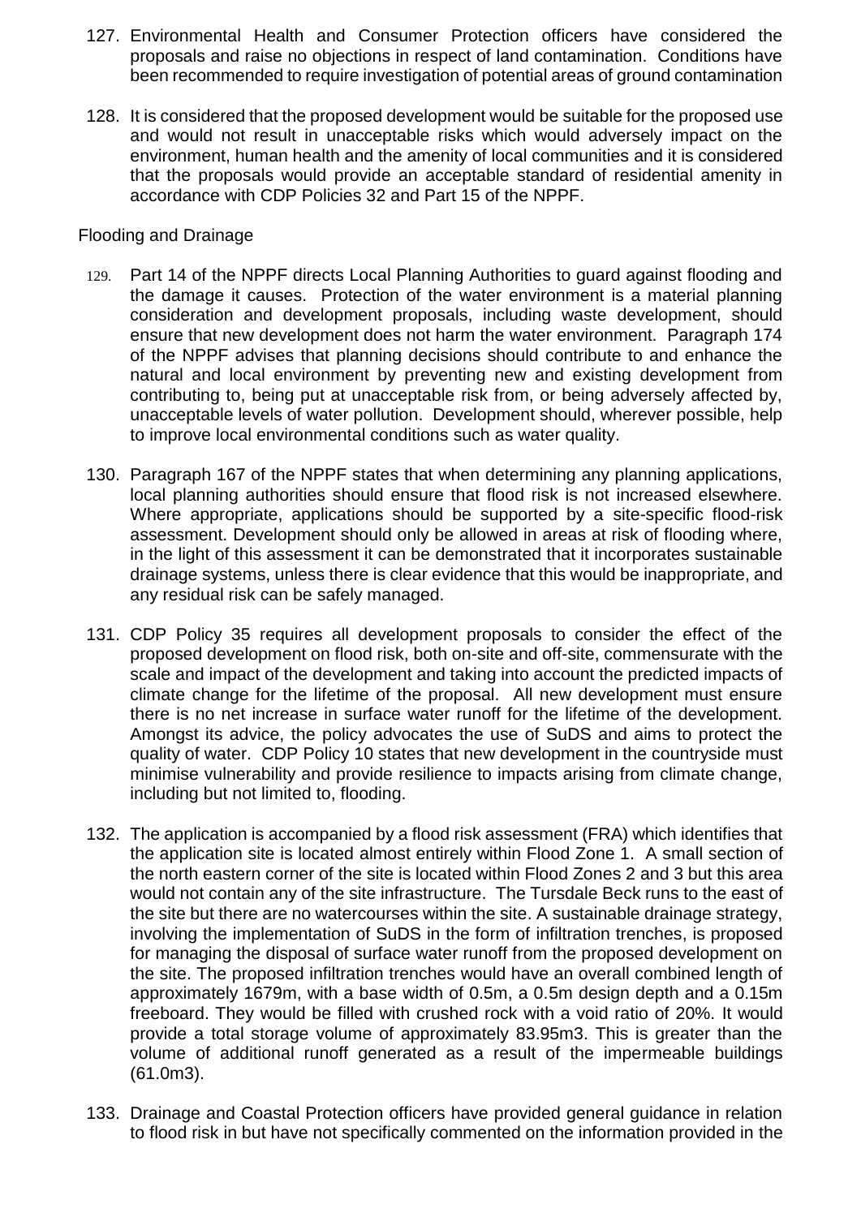127. Environmental Health and Consumer Protection officers have considered the proposals and raise no objections in respect of land contamination. Conditions have been recommended to require investigation of potential areas of ground contamination

128. It is considered that the proposed development would be suitable for the proposed use and would not result in unacceptable risks which would adversely impact on the environment, human health and the amenity of local communities and it is considered that the proposals would provide an acceptable standard of residential amenity in accordance with CDP Policies 32 and Part 15 of the NPPF.

Flooding and Drainage

129. Part 14 of the NPPF directs Local Planning Authorities to guard against flooding and the damage it causes. Protection of the water environment is a material planning consideration and development proposals, including waste development, should ensure that new development does not harm the water environment. Paragraph 174 of the NPPF advises that planning decisions should contribute to and enhance the natural and local environment by preventing new and existing development from contributing to, being put at unacceptable risk from, or being adversely affected by, unacceptable levels of water pollution. Development should, wherever possible, help to improve local environmental conditions such as water quality.

130. Paragraph 167 of the NPPF states that when determining any planning applications, local planning authorities should ensure that flood risk is not increased elsewhere. Where appropriate, applications should be supported by a site-specific flood-risk assessment. Development should only be allowed in areas at risk of flooding where, in the light of this assessment it can be demonstrated that it incorporates sustainable drainage systems, unless there is clear evidence that this would be inappropriate, and any residual risk can be safely managed.

131. CDP Policy 35 requires all development proposals to consider the effect of the proposed development on flood risk, both on-site and off-site, commensurate with the scale and impact of the development and taking into account the predicted impacts of climate change for the lifetime of the proposal. All new development must ensure there is no net increase in surface water runoff for the lifetime of the development. Amongst its advice, the policy advocates the use of SuDS and aims to protect the quality of water. CDP Policy 10 states that new development in the countryside must minimise vulnerability and provide resilience to impacts arising from climate change, including but not limited to, flooding.

132. The application is accompanied by a flood risk assessment (FRA) which identifies that the application site is located almost entirely within Flood Zone 1. A small section of the north eastern corner of the site is located within Flood Zones 2 and 3 but this area would not contain any of the site infrastructure. The Tursdale Beck runs to the east of the site but there are no watercourses within the site. A sustainable drainage strategy, involving the implementation of SuDS in the form of infiltration trenches, is proposed for managing the disposal of surface water runoff from the proposed development on the site. The proposed infiltration trenches would have an overall combined length of approximately 1679m, with a base width of 0.5m, a 0.5m design depth and a 0.15m freeboard. They would be filled with crushed rock with a void ratio of 20%. It would provide a total storage volume of approximately 83.95m3. This is greater than the volume of additional runoff generated as a result of the impermeable buildings (61.0m3).

133. Drainage and Coastal Protection officers have provided general guidance in relation to flood risk in but have not specifically commented on the information provided in the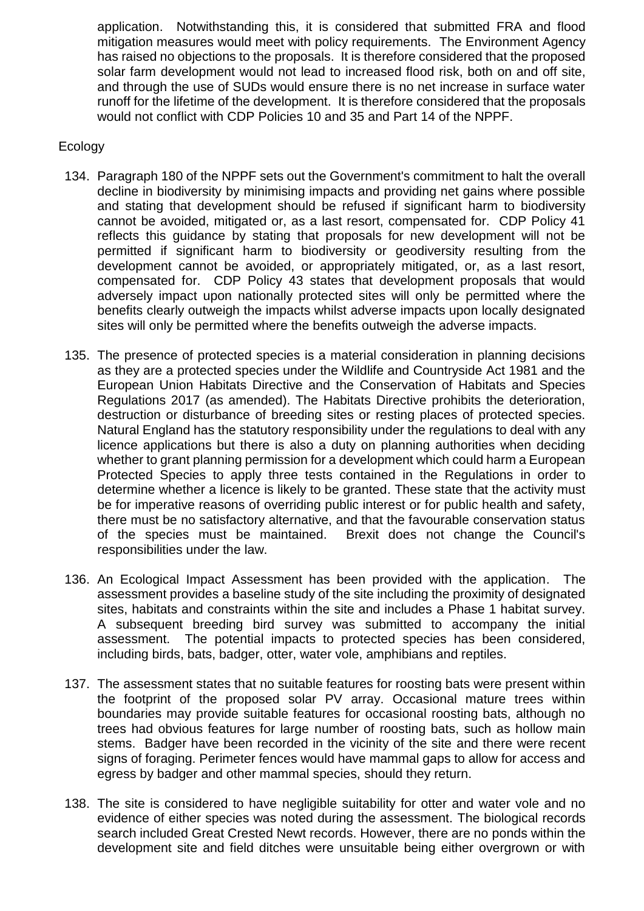application. Notwithstanding this, it is considered that submitted FRA and flood mitigation measures would meet with policy requirements. The Environment Agency has raised no objections to the proposals. It is therefore considered that the proposed solar farm development would not lead to increased flood risk, both on and off site, and through the use of SUDs would ensure there is no net increase in surface water runoff for the lifetime of the development. It is therefore considered that the proposals would not conflict with CDP Policies 10 and 35 and Part 14 of the NPPF.

Ecology

134. Paragraph 180 of the NPPF sets out the Government's commitment to halt the overall decline in biodiversity by minimising impacts and providing net gains where possible and stating that development should be refused if significant harm to biodiversity cannot be avoided, mitigated or, as a last resort, compensated for. CDP Policy 41 reflects this guidance by stating that proposals for new development will not be permitted if significant harm to biodiversity or geodiversity resulting from the development cannot be avoided, or appropriately mitigated, or, as a last resort, compensated for. CDP Policy 43 states that development proposals that would adversely impact upon nationally protected sites will only be permitted where the benefits clearly outweigh the impacts whilst adverse impacts upon locally designated sites will only be permitted where the benefits outweigh the adverse impacts.

135. The presence of protected species is a material consideration in planning decisions as they are a protected species under the Wildlife and Countryside Act 1981 and the European Union Habitats Directive and the Conservation of Habitats and Species Regulations 2017 (as amended). The Habitats Directive prohibits the deterioration, destruction or disturbance of breeding sites or resting places of protected species. Natural England has the statutory responsibility under the regulations to deal with any licence applications but there is also a duty on planning authorities when deciding whether to grant planning permission for a development which could harm a European Protected Species to apply three tests contained in the Regulations in order to determine whether a licence is likely to be granted. These state that the activity must be for imperative reasons of overriding public interest or for public health and safety, there must be no satisfactory alternative, and that the favourable conservation status of the species must be maintained. Brexit does not change the Council's responsibilities under the law.

136. An Ecological Impact Assessment has been provided with the application. The assessment provides a baseline study of the site including the proximity of designated sites, habitats and constraints within the site and includes a Phase 1 habitat survey. A subsequent breeding bird survey was submitted to accompany the initial assessment. The potential impacts to protected species has been considered, including birds, bats, badger, otter, water vole, amphibians and reptiles.

137. The assessment states that no suitable features for roosting bats were present within the footprint of the proposed solar PV array. Occasional mature trees within boundaries may provide suitable features for occasional roosting bats, although no trees had obvious features for large number of roosting bats, such as hollow main stems. Badger have been recorded in the vicinity of the site and there were recent signs of foraging. Perimeter fences would have mammal gaps to allow for access and egress by badger and other mammal species, should they return.

138. The site is considered to have negligible suitability for otter and water vole and no evidence of either species was noted during the assessment. The biological records search included Great Crested Newt records. However, there are no ponds within the development site and field ditches were unsuitable being either overgrown or with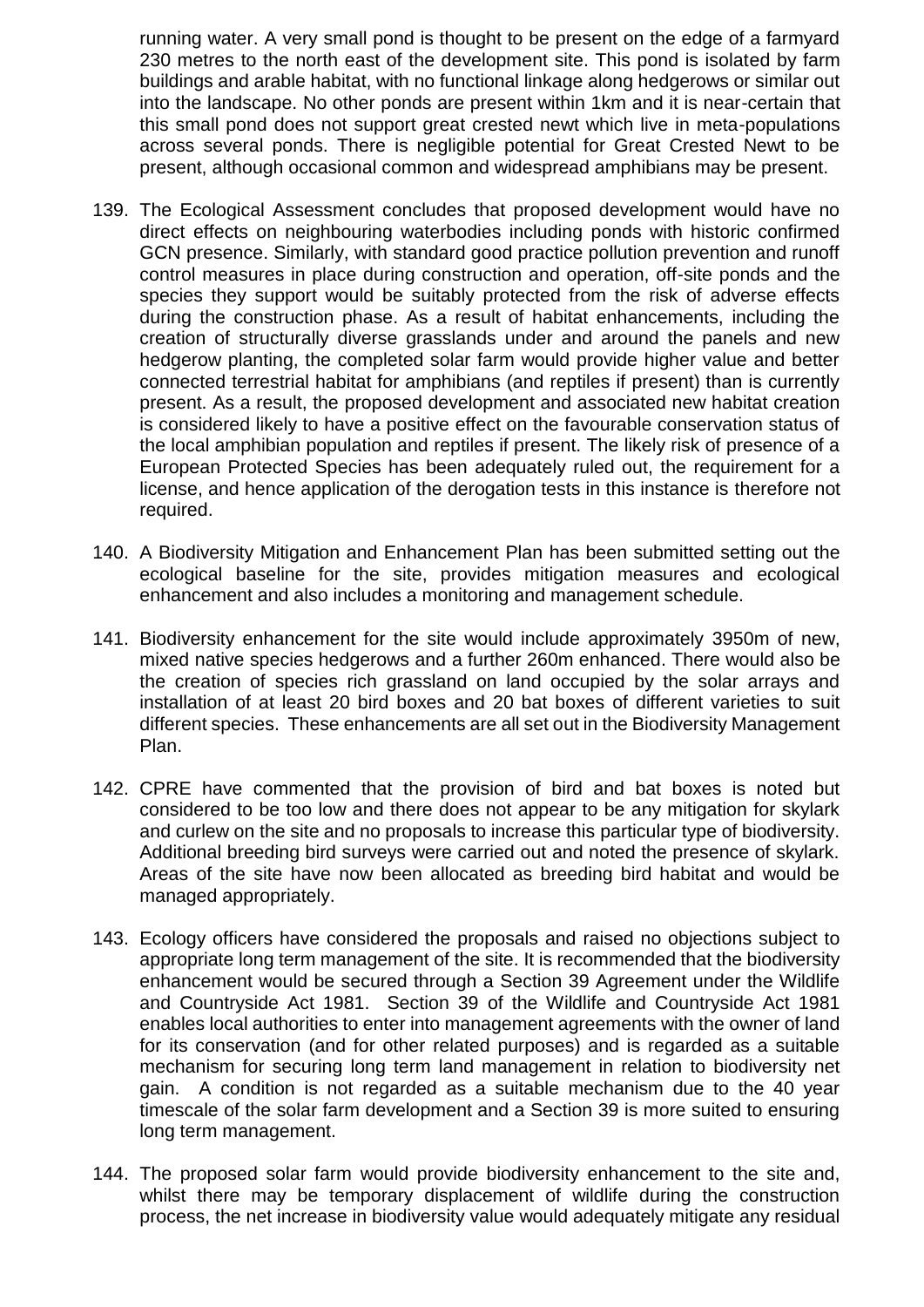running water. A very small pond is thought to be present on the edge of a farmyard 230 metres to the north east of the development site. This pond is isolated by farm buildings and arable habitat, with no functional linkage along hedgerows or similar out into the landscape. No other ponds are present within 1km and it is near-certain that this small pond does not support great crested newt which live in meta-populations across several ponds. There is negligible potential for Great Crested Newt to be present, although occasional common and widespread amphibians may be present.

139. The Ecological Assessment concludes that proposed development would have no direct effects on neighbouring waterbodies including ponds with historic confirmed GCN presence. Similarly, with standard good practice pollution prevention and runoff control measures in place during construction and operation, off-site ponds and the species they support would be suitably protected from the risk of adverse effects during the construction phase. As a result of habitat enhancements, including the creation of structurally diverse grasslands under and around the panels and new hedgerow planting, the completed solar farm would provide higher value and better connected terrestrial habitat for amphibians (and reptiles if present) than is currently present. As a result, the proposed development and associated new habitat creation is considered likely to have a positive effect on the favourable conservation status of the local amphibian population and reptiles if present. The likely risk of presence of a European Protected Species has been adequately ruled out, the requirement for a license, and hence application of the derogation tests in this instance is therefore not required.

140. A Biodiversity Mitigation and Enhancement Plan has been submitted setting out the ecological baseline for the site, provides mitigation measures and ecological enhancement and also includes a monitoring and management schedule.

141. Biodiversity enhancement for the site would include approximately 3950m of new, mixed native species hedgerows and a further 260m enhanced. There would also be the creation of species rich grassland on land occupied by the solar arrays and installation of at least 20 bird boxes and 20 bat boxes of different varieties to suit different species. These enhancements are all set out in the Biodiversity Management Plan.

142. CPRE have commented that the provision of bird and bat boxes is noted but considered to be too low and there does not appear to be any mitigation for skylark and curlew on the site and no proposals to increase this particular type of biodiversity. Additional breeding bird surveys were carried out and noted the presence of skylark. Areas of the site have now been allocated as breeding bird habitat and would be managed appropriately.

143. Ecology officers have considered the proposals and raised no objections subject to appropriate long term management of the site. It is recommended that the biodiversity enhancement would be secured through a Section 39 Agreement under the Wildlife and Countryside Act 1981. Section 39 of the Wildlife and Countryside Act 1981 enables local authorities to enter into management agreements with the owner of land for its conservation (and for other related purposes) and is regarded as a suitable mechanism for securing long term land management in relation to biodiversity net gain. A condition is not regarded as a suitable mechanism due to the 40 year timescale of the solar farm development and a Section 39 is more suited to ensuring long term management.

144. The proposed solar farm would provide biodiversity enhancement to the site and, whilst there may be temporary displacement of wildlife during the construction process, the net increase in biodiversity value would adequately mitigate any residual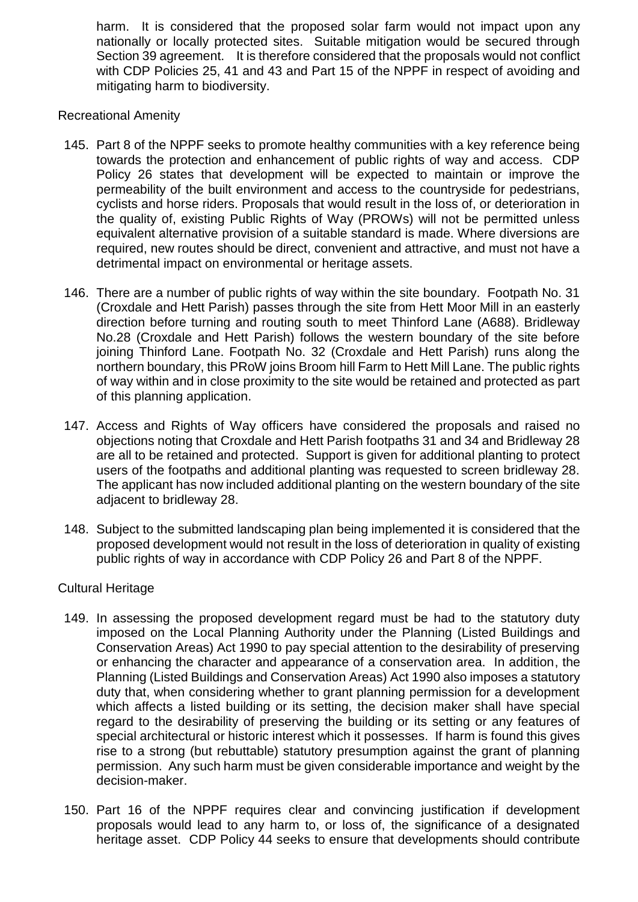harm. It is considered that the proposed solar farm would not impact upon any nationally or locally protected sites. Suitable mitigation would be secured through Section 39 agreement. It is therefore considered that the proposals would not conflict with CDP Policies 25, 41 and 43 and Part 15 of the NPPF in respect of avoiding and mitigating harm to biodiversity.

### Recreational Amenity

145. Part 8 of the NPPF seeks to promote healthy communities with a key reference being towards the protection and enhancement of public rights of way and access. CDP Policy 26 states that development will be expected to maintain or improve the permeability of the built environment and access to the countryside for pedestrians, cyclists and horse riders. Proposals that would result in the loss of, or deterioration in the quality of, existing Public Rights of Way (PROWs) will not be permitted unless equivalent alternative provision of a suitable standard is made. Where diversions are required, new routes should be direct, convenient and attractive, and must not have a detrimental impact on environmental or heritage assets.

146. There are a number of public rights of way within the site boundary. Footpath No. 31 (Croxdale and Hett Parish) passes through the site from Hett Moor Mill in an easterly direction before turning and routing south to meet Thinford Lane (A688). Bridleway No.28 (Croxdale and Hett Parish) follows the western boundary of the site before joining Thinford Lane. Footpath No. 32 (Croxdale and Hett Parish) runs along the northern boundary, this PRoW joins Broom hill Farm to Hett Mill Lane. The public rights of way within and in close proximity to the site would be retained and protected as part of this planning application.

147. Access and Rights of Way officers have considered the proposals and raised no objections noting that Croxdale and Hett Parish footpaths 31 and 34 and Bridleway 28 are all to be retained and protected. Support is given for additional planting to protect users of the footpaths and additional planting was requested to screen bridleway 28. The applicant has now included additional planting on the western boundary of the site adjacent to bridleway 28.

148. Subject to the submitted landscaping plan being implemented it is considered that the proposed development would not result in the loss of deterioration in quality of existing public rights of way in accordance with CDP Policy 26 and Part 8 of the NPPF.

### Cultural Heritage

149. In assessing the proposed development regard must be had to the statutory duty imposed on the Local Planning Authority under the Planning (Listed Buildings and Conservation Areas) Act 1990 to pay special attention to the desirability of preserving or enhancing the character and appearance of a conservation area. In addition, the Planning (Listed Buildings and Conservation Areas) Act 1990 also imposes a statutory duty that, when considering whether to grant planning permission for a development which affects a listed building or its setting, the decision maker shall have special regard to the desirability of preserving the building or its setting or any features of special architectural or historic interest which it possesses. If harm is found this gives rise to a strong (but rebuttable) statutory presumption against the grant of planning permission. Any such harm must be given considerable importance and weight by the decision-maker.

150. Part 16 of the NPPF requires clear and convincing justification if development proposals would lead to any harm to, or loss of, the significance of a designated heritage asset. CDP Policy 44 seeks to ensure that developments should contribute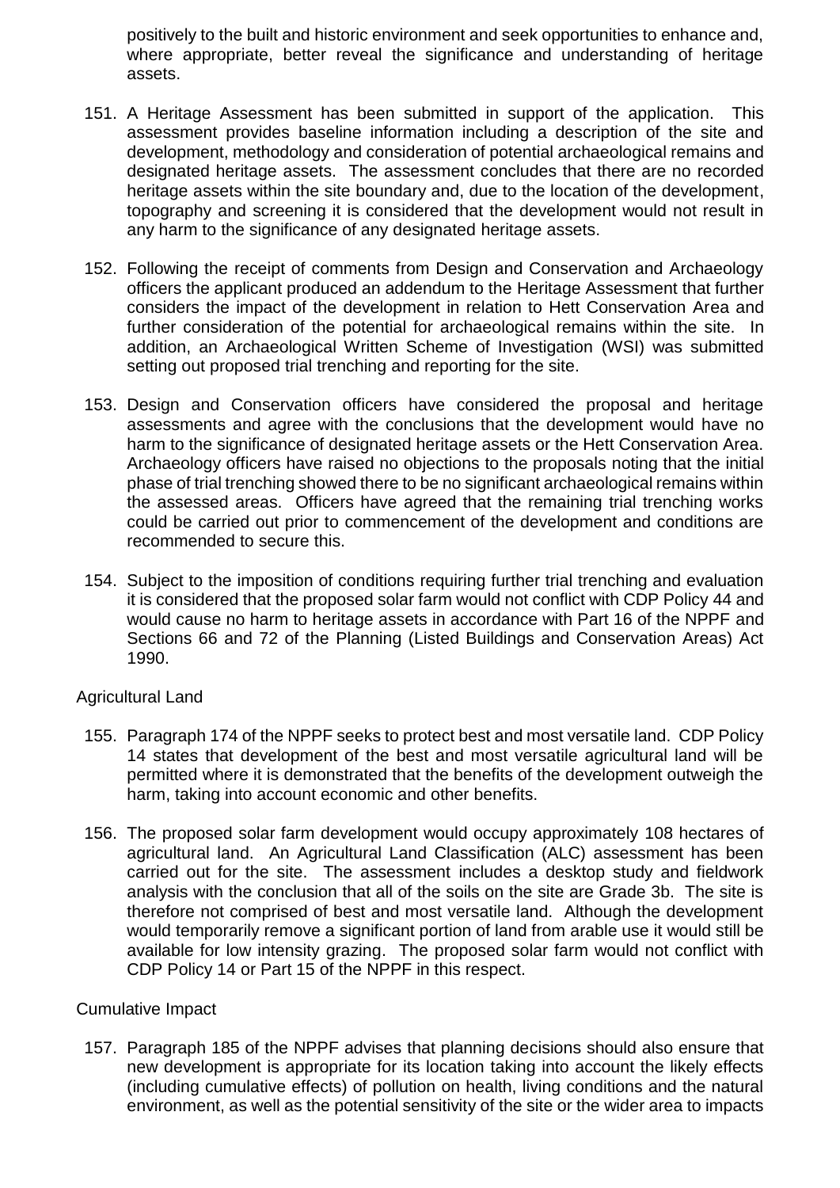positively to the built and historic environment and seek opportunities to enhance and, where appropriate, better reveal the significance and understanding of heritage assets.

151. A Heritage Assessment has been submitted in support of the application. This assessment provides baseline information including a description of the site and development, methodology and consideration of potential archaeological remains and designated heritage assets. The assessment concludes that there are no recorded heritage assets within the site boundary and, due to the location of the development, topography and screening it is considered that the development would not result in any harm to the significance of any designated heritage assets.

152. Following the receipt of comments from Design and Conservation and Archaeology officers the applicant produced an addendum to the Heritage Assessment that further considers the impact of the development in relation to Hett Conservation Area and further consideration of the potential for archaeological remains within the site. In addition, an Archaeological Written Scheme of Investigation (WSI) was submitted setting out proposed trial trenching and reporting for the site.

153. Design and Conservation officers have considered the proposal and heritage assessments and agree with the conclusions that the development would have no harm to the significance of designated heritage assets or the Hett Conservation Area. Archaeology officers have raised no objections to the proposals noting that the initial phase of trial trenching showed there to be no significant archaeological remains within the assessed areas. Officers have agreed that the remaining trial trenching works could be carried out prior to commencement of the development and conditions are recommended to secure this.

154. Subject to the imposition of conditions requiring further trial trenching and evaluation it is considered that the proposed solar farm would not conflict with CDP Policy 44 and would cause no harm to heritage assets in accordance with Part 16 of the NPPF and Sections 66 and 72 of the Planning (Listed Buildings and Conservation Areas) Act 1990.

Agricultural Land

155. Paragraph 174 of the NPPF seeks to protect best and most versatile land. CDP Policy 14 states that development of the best and most versatile agricultural land will be permitted where it is demonstrated that the benefits of the development outweigh the harm, taking into account economic and other benefits.

156. The proposed solar farm development would occupy approximately 108 hectares of agricultural land. An Agricultural Land Classification (ALC) assessment has been carried out for the site. The assessment includes a desktop study and fieldwork analysis with the conclusion that all of the soils on the site are Grade 3b. The site is therefore not comprised of best and most versatile land. Although the development would temporarily remove a significant portion of land from arable use it would still be available for low intensity grazing. The proposed solar farm would not conflict with CDP Policy 14 or Part 15 of the NPPF in this respect.

Cumulative Impact

157. Paragraph 185 of the NPPF advises that planning decisions should also ensure that new development is appropriate for its location taking into account the likely effects (including cumulative effects) of pollution on health, living conditions and the natural environment, as well as the potential sensitivity of the site or the wider area to impacts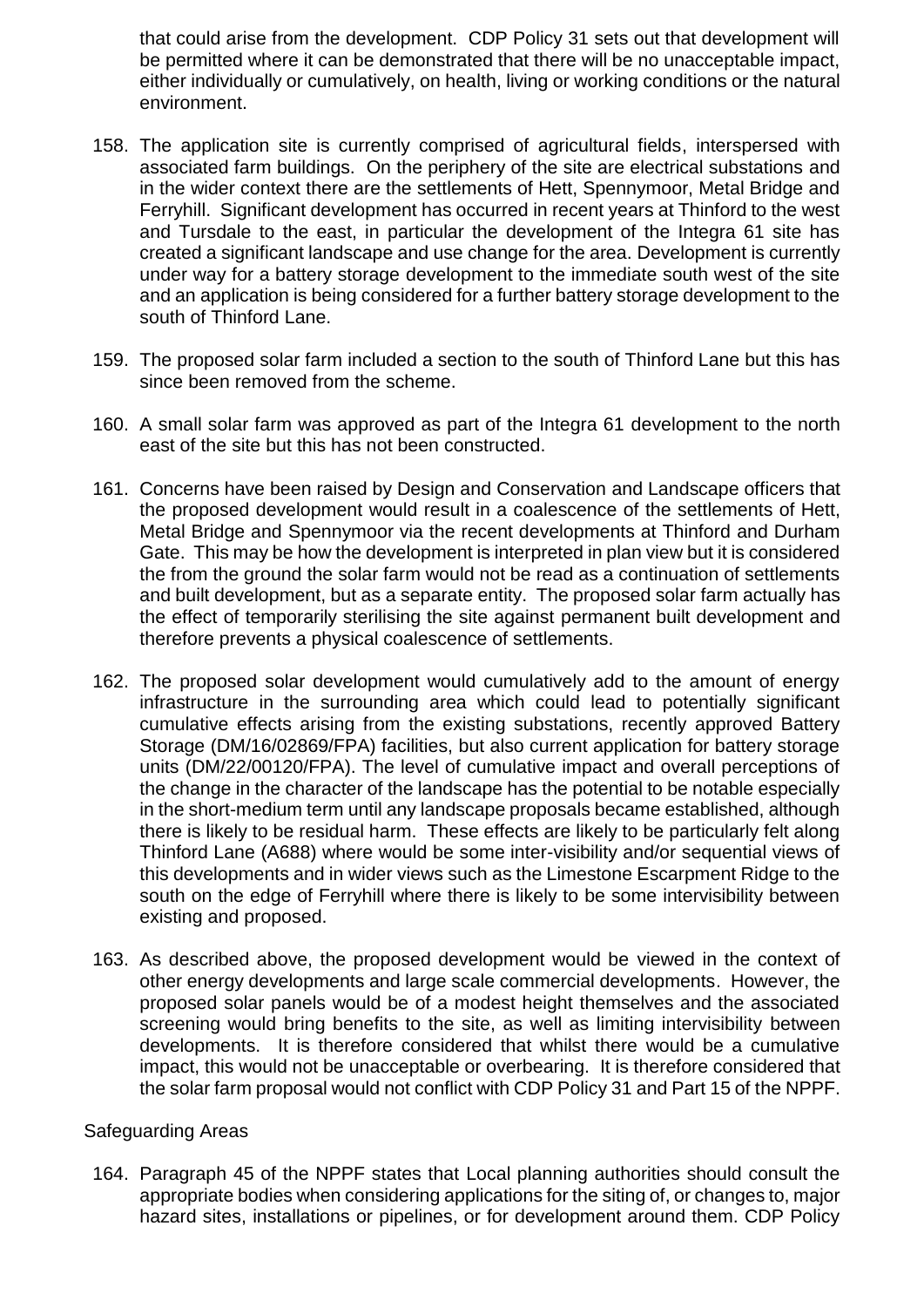that could arise from the development. CDP Policy 31 sets out that development will be permitted where it can be demonstrated that there will be no unacceptable impact, either individually or cumulatively, on health, living or working conditions or the natural environment.

158. The application site is currently comprised of agricultural fields, interspersed with associated farm buildings. On the periphery of the site are electrical substations and in the wider context there are the settlements of Hett, Spennymoor, Metal Bridge and Ferryhill. Significant development has occurred in recent years at Thinford to the west and Tursdale to the east, in particular the development of the Integra 61 site has created a significant landscape and use change for the area. Development is currently under way for a battery storage development to the immediate south west of the site and an application is being considered for a further battery storage development to the south of Thinford Lane.

159. The proposed solar farm included a section to the south of Thinford Lane but this has since been removed from the scheme.

160. A small solar farm was approved as part of the Integra 61 development to the north east of the site but this has not been constructed.

161. Concerns have been raised by Design and Conservation and Landscape officers that the proposed development would result in a coalescence of the settlements of Hett, Metal Bridge and Spennymoor via the recent developments at Thinford and Durham Gate. This may be how the development is interpreted in plan view but it is considered the from the ground the solar farm would not be read as a continuation of settlements and built development, but as a separate entity. The proposed solar farm actually has the effect of temporarily sterilising the site against permanent built development and therefore prevents a physical coalescence of settlements.

162. The proposed solar development would cumulatively add to the amount of energy infrastructure in the surrounding area which could lead to potentially significant cumulative effects arising from the existing substations, recently approved Battery Storage (DM/16/02869/FPA) facilities, but also current application for battery storage units (DM/22/00120/FPA). The level of cumulative impact and overall perceptions of the change in the character of the landscape has the potential to be notable especially in the short-medium term until any landscape proposals became established, although there is likely to be residual harm. These effects are likely to be particularly felt along Thinford Lane (A688) where would be some inter-visibility and/or sequential views of this developments and in wider views such as the Limestone Escarpment Ridge to the south on the edge of Ferryhill where there is likely to be some intervisibility between existing and proposed.

163. As described above, the proposed development would be viewed in the context of other energy developments and large scale commercial developments. However, the proposed solar panels would be of a modest height themselves and the associated screening would bring benefits to the site, as well as limiting intervisibility between developments. It is therefore considered that whilst there would be a cumulative impact, this would not be unacceptable or overbearing. It is therefore considered that the solar farm proposal would not conflict with CDP Policy 31 and Part 15 of the NPPF.

### Safeguarding Areas

164. Paragraph 45 of the NPPF states that Local planning authorities should consult the appropriate bodies when considering applications for the siting of, or changes to, major hazard sites, installations or pipelines, or for development around them. CDP Policy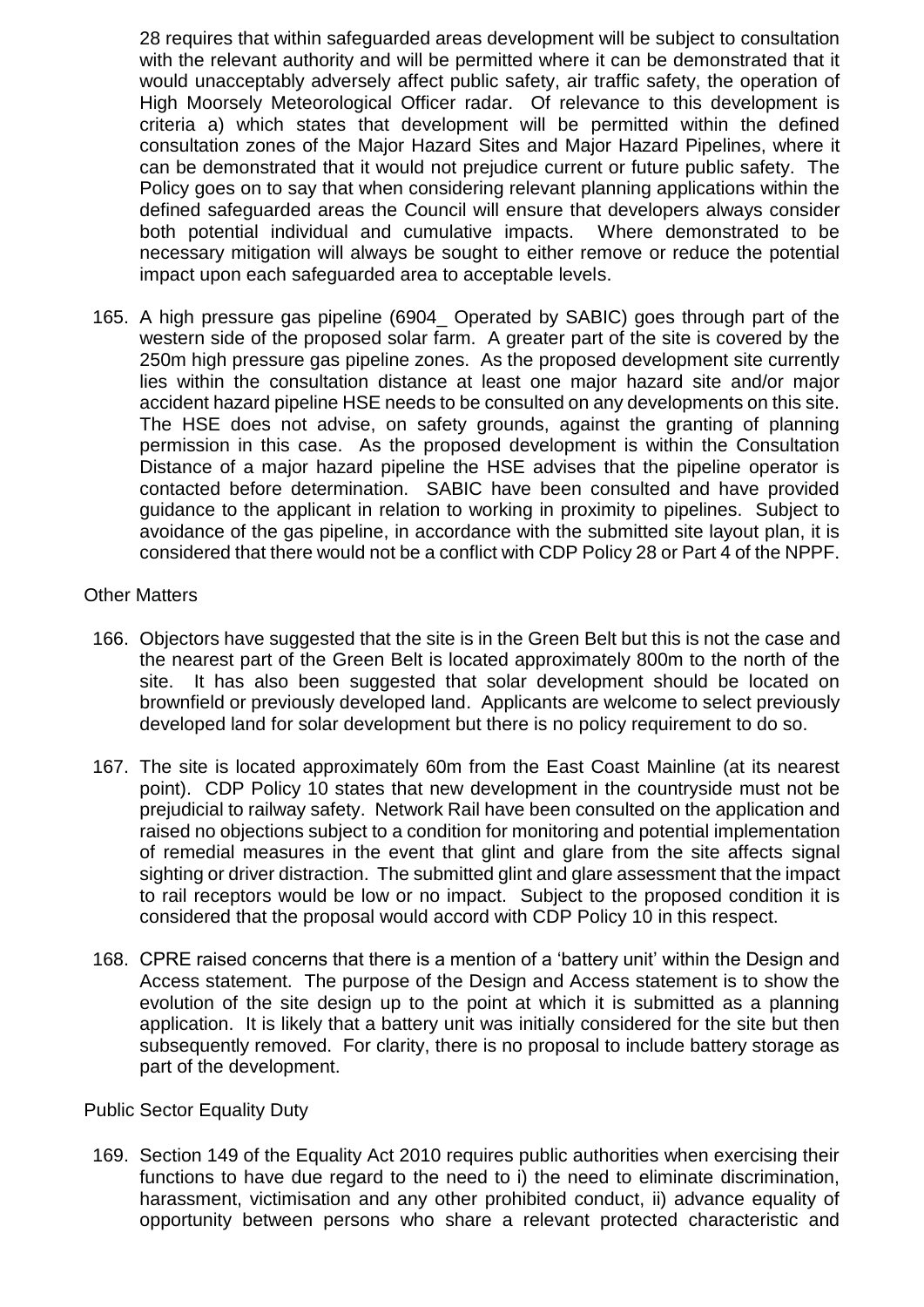28 requires that within safeguarded areas development will be subject to consultation with the relevant authority and will be permitted where it can be demonstrated that it would unacceptably adversely affect public safety, air traffic safety, the operation of High Moorsely Meteorological Officer radar. Of relevance to this development is criteria a) which states that development will be permitted within the defined consultation zones of the Major Hazard Sites and Major Hazard Pipelines, where it can be demonstrated that it would not prejudice current or future public safety. The Policy goes on to say that when considering relevant planning applications within the defined safeguarded areas the Council will ensure that developers always consider both potential individual and cumulative impacts. Where demonstrated to be necessary mitigation will always be sought to either remove or reduce the potential impact upon each safeguarded area to acceptable levels.

165. A high pressure gas pipeline (6904_ Operated by SABIC) goes through part of the western side of the proposed solar farm. A greater part of the site is covered by the 250m high pressure gas pipeline zones. As the proposed development site currently lies within the consultation distance at least one major hazard site and/or major accident hazard pipeline HSE needs to be consulted on any developments on this site. The HSE does not advise, on safety grounds, against the granting of planning permission in this case. As the proposed development is within the Consultation Distance of a major hazard pipeline the HSE advises that the pipeline operator is contacted before determination. SABIC have been consulted and have provided guidance to the applicant in relation to working in proximity to pipelines. Subject to avoidance of the gas pipeline, in accordance with the submitted site layout plan, it is considered that there would not be a conflict with CDP Policy 28 or Part 4 of the NPPF.

Other Matters

166. Objectors have suggested that the site is in the Green Belt but this is not the case and the nearest part of the Green Belt is located approximately 800m to the north of the site. It has also been suggested that solar development should be located on brownfield or previously developed land. Applicants are welcome to select previously developed land for solar development but there is no policy requirement to do so.

167. The site is located approximately 60m from the East Coast Mainline (at its nearest point). CDP Policy 10 states that new development in the countryside must not be prejudicial to railway safety. Network Rail have been consulted on the application and raised no objections subject to a condition for monitoring and potential implementation of remedial measures in the event that glint and glare from the site affects signal sighting or driver distraction. The submitted glint and glare assessment that the impact to rail receptors would be low or no impact. Subject to the proposed condition it is considered that the proposal would accord with CDP Policy 10 in this respect.

168. CPRE raised concerns that there is a mention of a 'battery unit' within the Design and Access statement. The purpose of the Design and Access statement is to show the evolution of the site design up to the point at which it is submitted as a planning application. It is likely that a battery unit was initially considered for the site but then subsequently removed. For clarity, there is no proposal to include battery storage as part of the development.

Public Sector Equality Duty

169. Section 149 of the Equality Act 2010 requires public authorities when exercising their functions to have due regard to the need to i) the need to eliminate discrimination, harassment, victimisation and any other prohibited conduct, ii) advance equality of opportunity between persons who share a relevant protected characteristic and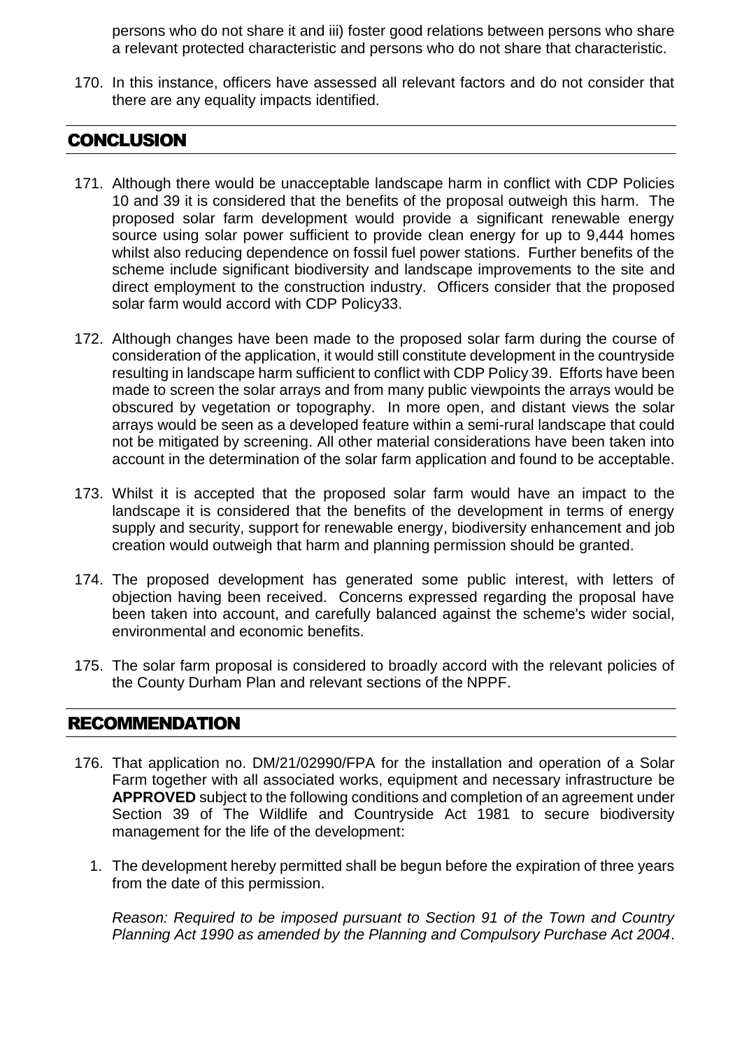persons who do not share it and iii) foster good relations between persons who share a relevant protected characteristic and persons who do not share that characteristic.

170. In this instance, officers have assessed all relevant factors and do not consider that there are any equality impacts identified.

## CONCLUSION

171. Although there would be unacceptable landscape harm in conflict with CDP Policies 10 and 39 it is considered that the benefits of the proposal outweigh this harm. The proposed solar farm development would provide a significant renewable energy source using solar power sufficient to provide clean energy for up to 9,444 homes whilst also reducing dependence on fossil fuel power stations. Further benefits of the scheme include significant biodiversity and landscape improvements to the site and direct employment to the construction industry. Officers consider that the proposed solar farm would accord with CDP Policy33.

172. Although changes have been made to the proposed solar farm during the course of consideration of the application, it would still constitute development in the countryside resulting in landscape harm sufficient to conflict with CDP Policy 39. Efforts have been made to screen the solar arrays and from many public viewpoints the arrays would be obscured by vegetation or topography. In more open, and distant views the solar arrays would be seen as a developed feature within a semi-rural landscape that could not be mitigated by screening. All other material considerations have been taken into account in the determination of the solar farm application and found to be acceptable.

173. Whilst it is accepted that the proposed solar farm would have an impact to the landscape it is considered that the benefits of the development in terms of energy supply and security, support for renewable energy, biodiversity enhancement and job creation would outweigh that harm and planning permission should be granted.

174. The proposed development has generated some public interest, with letters of objection having been received. Concerns expressed regarding the proposal have been taken into account, and carefully balanced against the scheme's wider social, environmental and economic benefits.

175. The solar farm proposal is considered to broadly accord with the relevant policies of the County Durham Plan and relevant sections of the NPPF.

## RECOMMENDATION

176. That application no. DM/21/02990/FPA for the installation and operation of a Solar Farm together with all associated works, equipment and necessary infrastructure be **APPROVED** subject to the following conditions and completion of an agreement under Section 39 of The Wildlife and Countryside Act 1981 to secure biodiversity management for the life of the development:

   1. The development hereby permitted shall be begun before the expiration of three years from the date of this permission.

      *Reason: Required to be imposed pursuant to Section 91 of the Town and Country Planning Act 1990 as amended by the Planning and Compulsory Purchase Act 2004*.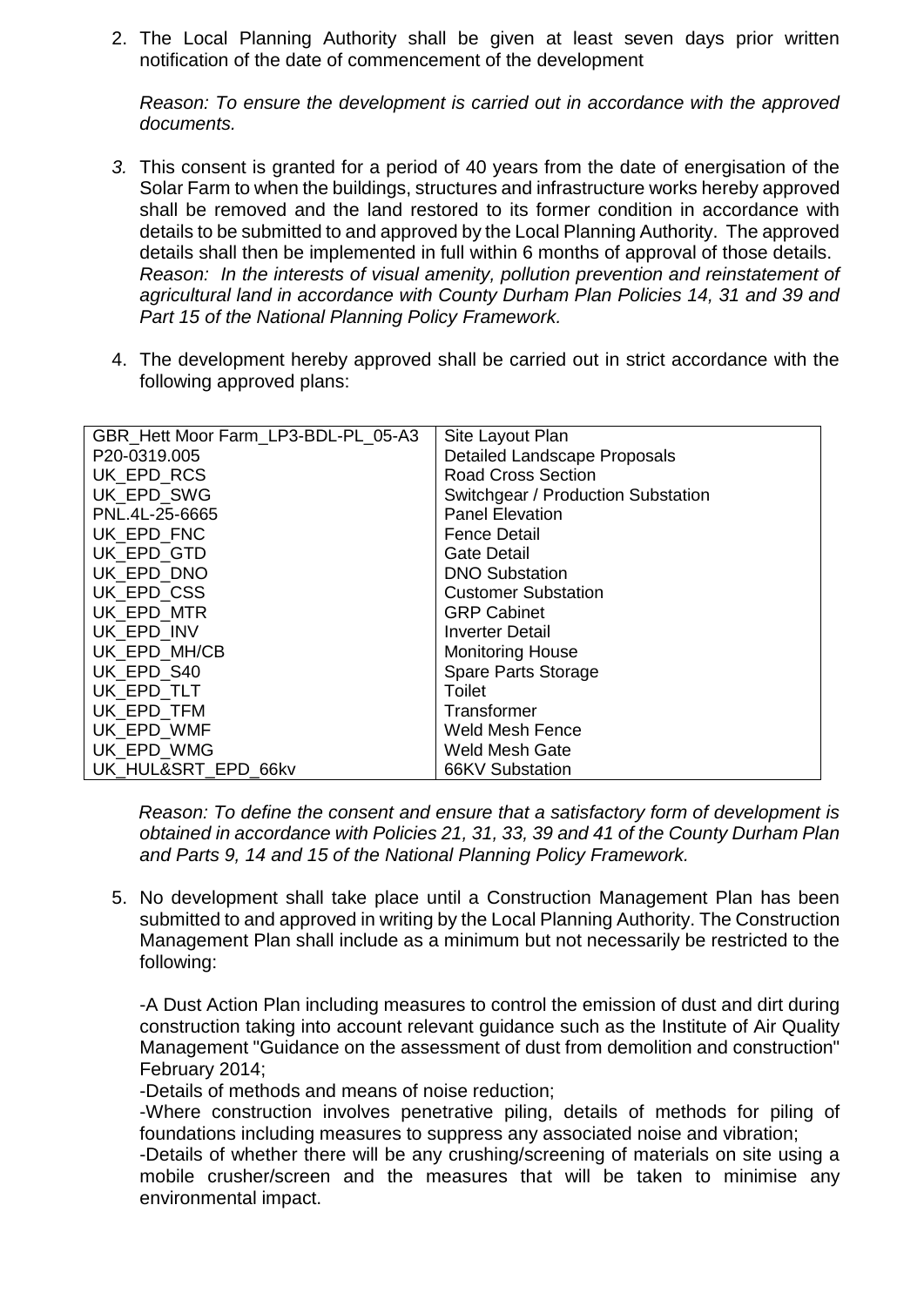2. The Local Planning Authority shall be given at least seven days prior written notification of the date of commencement of the development

   *Reason: To ensure the development is carried out in accordance with the approved documents.*

3. This consent is granted for a period of 40 years from the date of energisation of the Solar Farm to when the buildings, structures and infrastructure works hereby approved shall be removed and the land restored to its former condition in accordance with details to be submitted to and approved by the Local Planning Authority. The approved details shall then be implemented in full within 6 months of approval of those details.
   *Reason: In the interests of visual amenity, pollution prevention and reinstatement of agricultural land in accordance with County Durham Plan Policies 14, 31 and 39 and Part 15 of the National Planning Policy Framework.*

4. The development hereby approved shall be carried out in strict accordance with the following approved plans:

| GBR_Hett Moor Farm_LP3-BDL-PL_05-A3 | Site Layout Plan |
|---|---|
| P20-0319.005 | Detailed Landscape Proposals |
| UK_EPD_RCS | Road Cross Section |
| UK_EPD_SWG | Switchgear / Production Substation |
| PNL.4L-25-6665 | Panel Elevation |
| UK_EPD_FNC | Fence Detail |
| UK_EPD_GTD | Gate Detail |
| UK_EPD_DNO | DNO Substation |
| UK_EPD_CSS | Customer Substation |
| UK_EPD_MTR | GRP Cabinet |
| UK_EPD_INV | Inverter Detail |
| UK_EPD_MH/CB | Monitoring House |
| UK_EPD_S40 | Spare Parts Storage |
| UK_EPD_TLT | Toilet |
| UK_EPD_TFM | Transformer |
| UK_EPD_WMF | Weld Mesh Fence |
| UK_EPD_WMG | Weld Mesh Gate |
| UK_HUL&SRT_EPD_66kv | 66KV Substation |

   *Reason: To define the consent and ensure that a satisfactory form of development is obtained in accordance with Policies 21, 31, 33, 39 and 41 of the County Durham Plan and Parts 9, 14 and 15 of the National Planning Policy Framework.*

5. No development shall take place until a Construction Management Plan has been submitted to and approved in writing by the Local Planning Authority. The Construction Management Plan shall include as a minimum but not necessarily be restricted to the following:

   -A Dust Action Plan including measures to control the emission of dust and dirt during construction taking into account relevant guidance such as the Institute of Air Quality Management "Guidance on the assessment of dust from demolition and construction" February 2014;
   -Details of methods and means of noise reduction;
   -Where construction involves penetrative piling, details of methods for piling of foundations including measures to suppress any associated noise and vibration;
   -Details of whether there will be any crushing/screening of materials on site using a mobile crusher/screen and the measures that will be taken to minimise any environmental impact.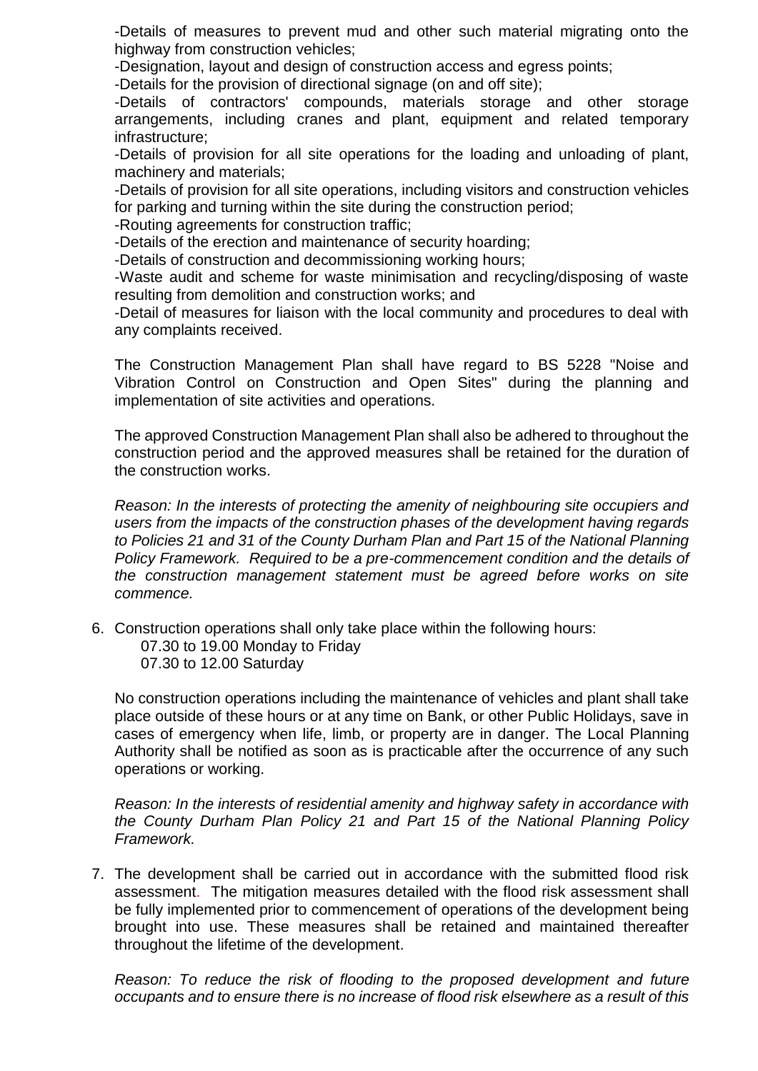-Details of measures to prevent mud and other such material migrating onto the highway from construction vehicles;

-Designation, layout and design of construction access and egress points;

-Details for the provision of directional signage (on and off site);

-Details of contractors' compounds, materials storage and other storage arrangements, including cranes and plant, equipment and related temporary infrastructure;

-Details of provision for all site operations for the loading and unloading of plant, machinery and materials;

-Details of provision for all site operations, including visitors and construction vehicles for parking and turning within the site during the construction period;

-Routing agreements for construction traffic;

-Details of the erection and maintenance of security hoarding;

-Details of construction and decommissioning working hours;

-Waste audit and scheme for waste minimisation and recycling/disposing of waste resulting from demolition and construction works; and

-Detail of measures for liaison with the local community and procedures to deal with any complaints received.

The Construction Management Plan shall have regard to BS 5228 "Noise and Vibration Control on Construction and Open Sites" during the planning and implementation of site activities and operations.

The approved Construction Management Plan shall also be adhered to throughout the construction period and the approved measures shall be retained for the duration of the construction works.

*Reason: In the interests of protecting the amenity of neighbouring site occupiers and users from the impacts of the construction phases of the development having regards to Policies 21 and 31 of the County Durham Plan and Part 15 of the National Planning Policy Framework. Required to be a pre-commencement condition and the details of the construction management statement must be agreed before works on site commence.*

6. Construction operations shall only take place within the following hours:
   07.30 to 19.00 Monday to Friday
   07.30 to 12.00 Saturday

   No construction operations including the maintenance of vehicles and plant shall take place outside of these hours or at any time on Bank, or other Public Holidays, save in cases of emergency when life, limb, or property are in danger. The Local Planning Authority shall be notified as soon as is practicable after the occurrence of any such operations or working.

   *Reason: In the interests of residential amenity and highway safety in accordance with the County Durham Plan Policy 21 and Part 15 of the National Planning Policy Framework.*

7. The development shall be carried out in accordance with the submitted flood risk assessment. The mitigation measures detailed with the flood risk assessment shall be fully implemented prior to commencement of operations of the development being brought into use. These measures shall be retained and maintained thereafter throughout the lifetime of the development.

   *Reason: To reduce the risk of flooding to the proposed development and future occupants and to ensure there is no increase of flood risk elsewhere as a result of this*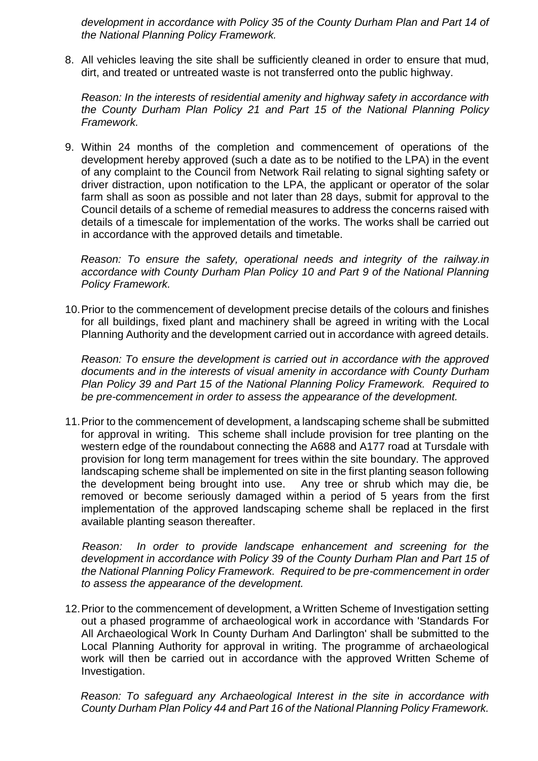*development in accordance with Policy 35 of the County Durham Plan and Part 14 of the National Planning Policy Framework.*

8. All vehicles leaving the site shall be sufficiently cleaned in order to ensure that mud, dirt, and treated or untreated waste is not transferred onto the public highway.

   *Reason: In the interests of residential amenity and highway safety in accordance with the County Durham Plan Policy 21 and Part 15 of the National Planning Policy Framework.*

9. Within 24 months of the completion and commencement of operations of the development hereby approved (such a date as to be notified to the LPA) in the event of any complaint to the Council from Network Rail relating to signal sighting safety or driver distraction, upon notification to the LPA, the applicant or operator of the solar farm shall as soon as possible and not later than 28 days, submit for approval to the Council details of a scheme of remedial measures to address the concerns raised with details of a timescale for implementation of the works. The works shall be carried out in accordance with the approved details and timetable.

   *Reason: To ensure the safety, operational needs and integrity of the railway.in accordance with County Durham Plan Policy 10 and Part 9 of the National Planning Policy Framework.*

10. Prior to the commencement of development precise details of the colours and finishes for all buildings, fixed plant and machinery shall be agreed in writing with the Local Planning Authority and the development carried out in accordance with agreed details.

    *Reason: To ensure the development is carried out in accordance with the approved documents and in the interests of visual amenity in accordance with County Durham Plan Policy 39 and Part 15 of the National Planning Policy Framework. Required to be pre-commencement in order to assess the appearance of the development.*

11. Prior to the commencement of development, a landscaping scheme shall be submitted for approval in writing. This scheme shall include provision for tree planting on the western edge of the roundabout connecting the A688 and A177 road at Tursdale with provision for long term management for trees within the site boundary. The approved landscaping scheme shall be implemented on site in the first planting season following the development being brought into use. Any tree or shrub which may die, be removed or become seriously damaged within a period of 5 years from the first implementation of the approved landscaping scheme shall be replaced in the first available planting season thereafter.

    *Reason: In order to provide landscape enhancement and screening for the development in accordance with Policy 39 of the County Durham Plan and Part 15 of the National Planning Policy Framework. Required to be pre-commencement in order to assess the appearance of the development.*

12. Prior to the commencement of development, a Written Scheme of Investigation setting out a phased programme of archaeological work in accordance with 'Standards For All Archaeological Work In County Durham And Darlington' shall be submitted to the Local Planning Authority for approval in writing. The programme of archaeological work will then be carried out in accordance with the approved Written Scheme of Investigation.

    *Reason: To safeguard any Archaeological Interest in the site in accordance with County Durham Plan Policy 44 and Part 16 of the National Planning Policy Framework.*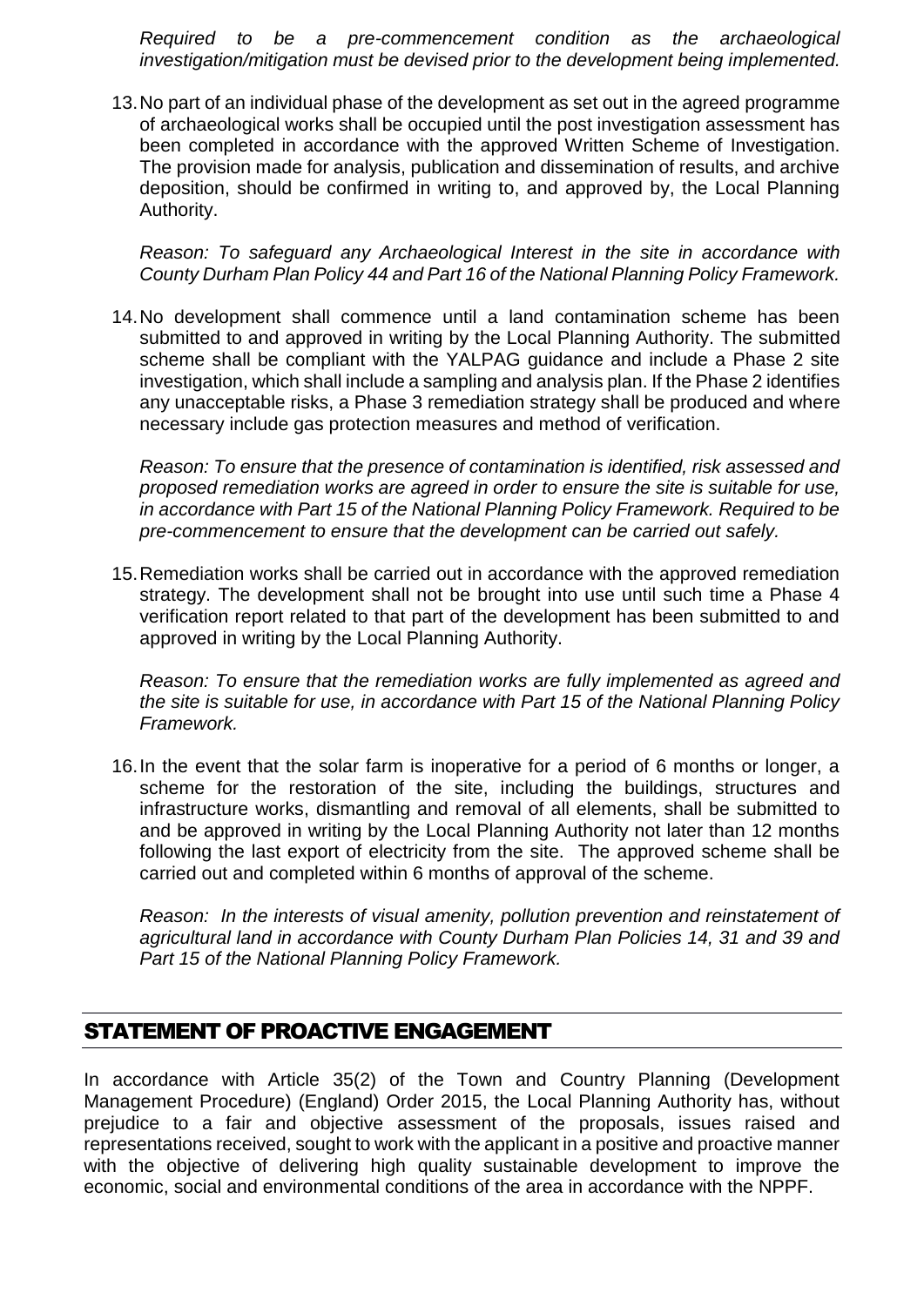*Required to be a pre-commencement condition as the archaeological investigation/mitigation must be devised prior to the development being implemented.*

13. No part of an individual phase of the development as set out in the agreed programme of archaeological works shall be occupied until the post investigation assessment has been completed in accordance with the approved Written Scheme of Investigation. The provision made for analysis, publication and dissemination of results, and archive deposition, should be confirmed in writing to, and approved by, the Local Planning Authority.

    *Reason: To safeguard any Archaeological Interest in the site in accordance with County Durham Plan Policy 44 and Part 16 of the National Planning Policy Framework.*

14. No development shall commence until a land contamination scheme has been submitted to and approved in writing by the Local Planning Authority. The submitted scheme shall be compliant with the YALPAG guidance and include a Phase 2 site investigation, which shall include a sampling and analysis plan. If the Phase 2 identifies any unacceptable risks, a Phase 3 remediation strategy shall be produced and where necessary include gas protection measures and method of verification.

    *Reason: To ensure that the presence of contamination is identified, risk assessed and proposed remediation works are agreed in order to ensure the site is suitable for use, in accordance with Part 15 of the National Planning Policy Framework. Required to be pre-commencement to ensure that the development can be carried out safely.*

15. Remediation works shall be carried out in accordance with the approved remediation strategy. The development shall not be brought into use until such time a Phase 4 verification report related to that part of the development has been submitted to and approved in writing by the Local Planning Authority.

    *Reason: To ensure that the remediation works are fully implemented as agreed and the site is suitable for use, in accordance with Part 15 of the National Planning Policy Framework.*

16. In the event that the solar farm is inoperative for a period of 6 months or longer, a scheme for the restoration of the site, including the buildings, structures and infrastructure works, dismantling and removal of all elements, shall be submitted to and be approved in writing by the Local Planning Authority not later than 12 months following the last export of electricity from the site. The approved scheme shall be carried out and completed within 6 months of approval of the scheme.

    *Reason: In the interests of visual amenity, pollution prevention and reinstatement of agricultural land in accordance with County Durham Plan Policies 14, 31 and 39 and Part 15 of the National Planning Policy Framework.*

## STATEMENT OF PROACTIVE ENGAGEMENT

In accordance with Article 35(2) of the Town and Country Planning (Development Management Procedure) (England) Order 2015, the Local Planning Authority has, without prejudice to a fair and objective assessment of the proposals, issues raised and representations received, sought to work with the applicant in a positive and proactive manner with the objective of delivering high quality sustainable development to improve the economic, social and environmental conditions of the area in accordance with the NPPF.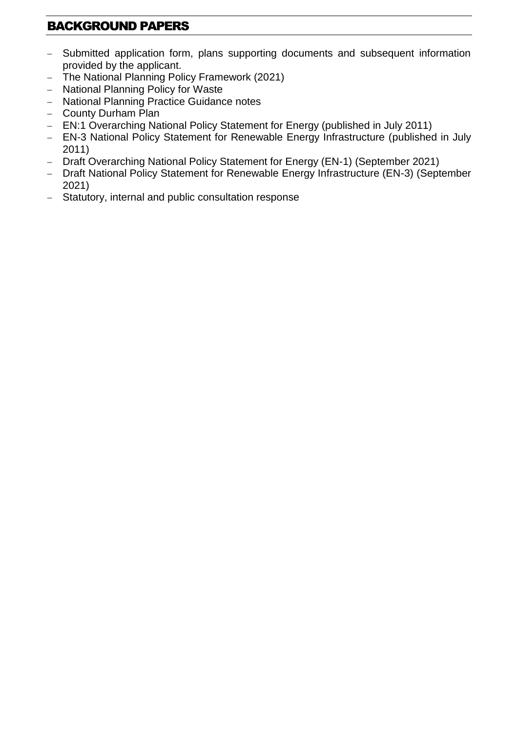## BACKGROUND PAPERS

- Submitted application form, plans supporting documents and subsequent information provided by the applicant.
- The National Planning Policy Framework (2021)
- National Planning Policy for Waste
- National Planning Practice Guidance notes
- County Durham Plan
- EN:1 Overarching National Policy Statement for Energy (published in July 2011)
- EN-3 National Policy Statement for Renewable Energy Infrastructure (published in July 2011)
- Draft Overarching National Policy Statement for Energy (EN-1) (September 2021)
- Draft National Policy Statement for Renewable Energy Infrastructure (EN-3) (September 2021)
- Statutory, internal and public consultation response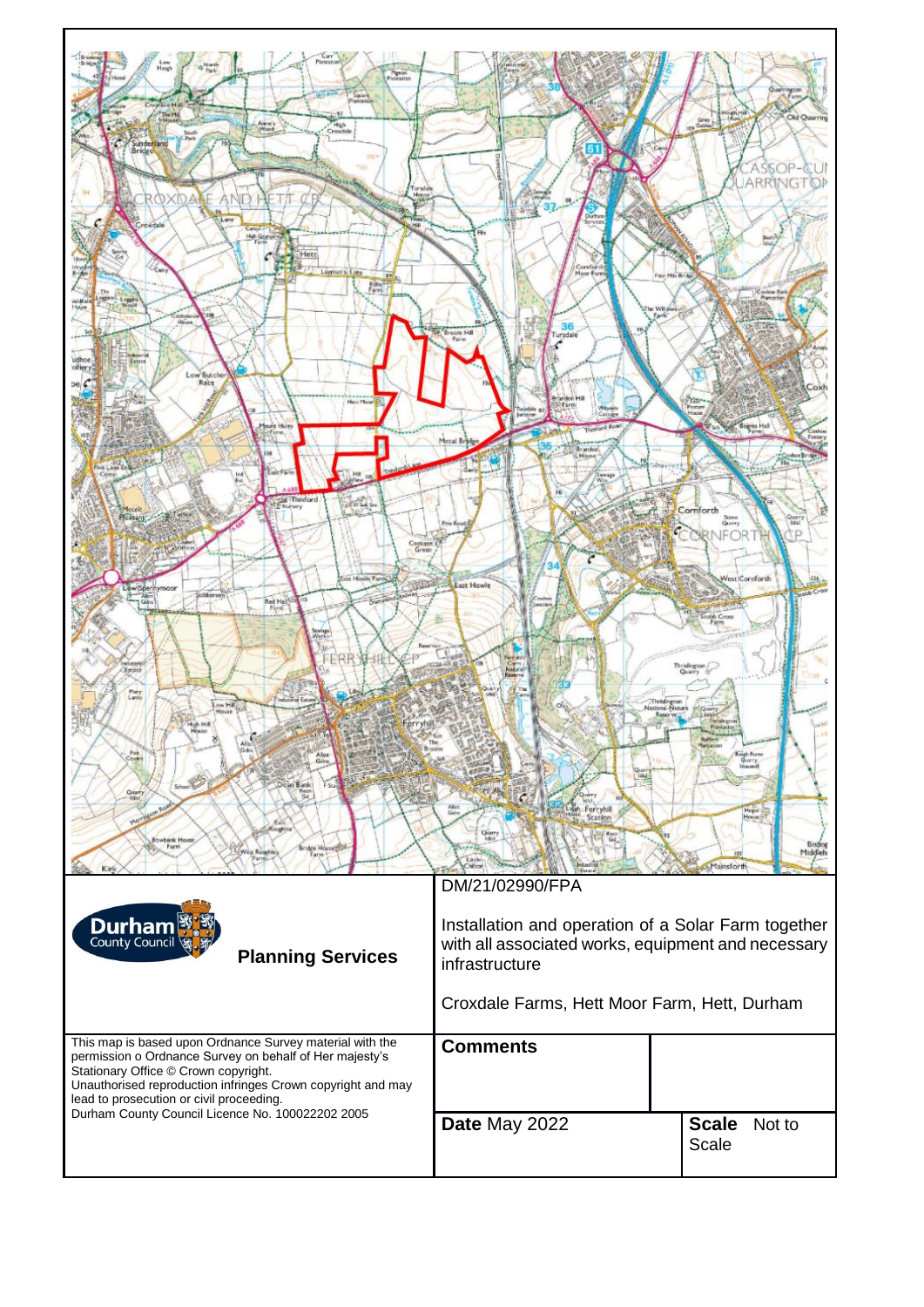DM/21/02990/FPA

Installation and operation of a Solar Farm together with all associated works, equipment and necessary infrastructure

Croxdale Farms, Hett Moor Farm, Hett, Durham

Durham County Council

**Planning Services**

This map is based upon Ordnance Survey material with the permission o Ordnance Survey on behalf of Her majesty's Stationary Office © Crown copyright.
Unauthorised reproduction infringes Crown copyright and may lead to prosecution or civil proceeding.
Durham County Council Licence No. 100022202 2005

| | |
|---|---|
| **Comments** | |
| **Date** May 2022 | **Scale** Not to Scale |